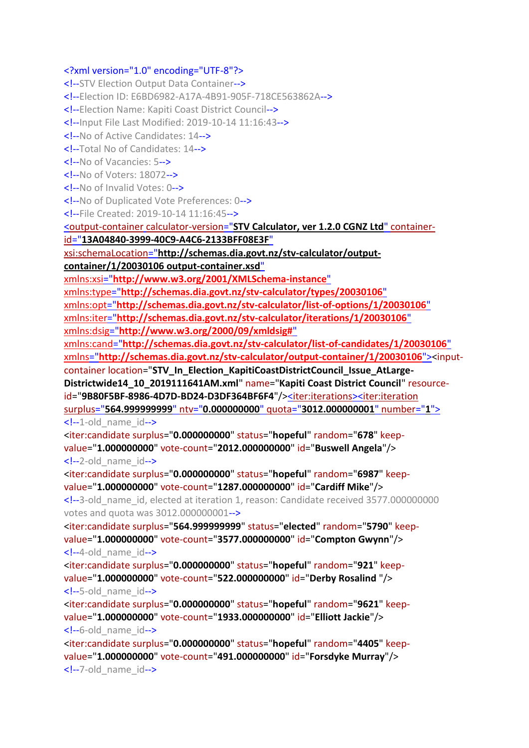```xml
<?xml version="1.0" encoding="UTF-8"?>
<!--STV Election Output Data Container-->
<!--Election ID: E6BD6982-A17A-4B91-905F-718CE563862A-->
<!--Election Name: Kapiti Coast District Council-->
<!--Input File Last Modified: 2019-10-14 11:16:43-->
<!--No of Active Candidates: 14-->
<!--Total No of Candidates: 14-->
<!--No of Vacancies: 5-->
<!--No of Voters: 18072-->
<!--No of Invalid Votes: 0-->
<!--No of Duplicated Vote Preferences: 0-->
<!--File Created: 2019-10-14 11:16:45-->
<output-container calculator-version="STV Calculator, ver 1.2.0 CGNZ Ltd" container-id="13A04840-3999-40C9-A4C6-2133BFF08E3F"
xsi:schemaLocation="http://schemas.dia.govt.nz/stv-calculator/output-container/1/20030106 output-container.xsd"
xmlns:xsi="http://www.w3.org/2001/XMLSchema-instance"
xmlns:type="http://schemas.dia.govt.nz/stv-calculator/types/20030106"
xmlns:opt="http://schemas.dia.govt.nz/stv-calculator/list-of-options/1/20030106"
xmlns:iter="http://schemas.dia.govt.nz/stv-calculator/iterations/1/20030106"
xmlns:dsig="http://www.w3.org/2000/09/xmldsig#"
xmlns:cand="http://schemas.dia.govt.nz/stv-calculator/list-of-candidates/1/20030106"
xmlns="http://schemas.dia.govt.nz/stv-calculator/output-container/1/20030106"><input-container location="STV_In_Election_KapitiCoastDistrictCouncil_Issue_AtLarge-Districtwide14_10_2019111641AM.xml" name="Kapiti Coast District Council" resource-id="9B80F5BF-8986-4D7D-BD24-D3DF364BF6F4"/><iter:iterations><iter:iteration surplus="564.999999999" ntv="0.000000000" quota="3012.000000001" number="1">
<!--1-old_name_id-->
<iter:candidate surplus="0.000000000" status="hopeful" random="678" keep-value="1.000000000" vote-count="2012.000000000" id="Buswell Angela"/>
<!--2-old_name_id-->
<iter:candidate surplus="0.000000000" status="hopeful" random="6987" keep-value="1.000000000" vote-count="1287.000000000" id="Cardiff Mike"/>
<!--3-old_name_id, elected at iteration 1, reason: Candidate received 3577.000000000 votes and quota was 3012.000000001-->
<iter:candidate surplus="564.999999999" status="elected" random="5790" keep-value="1.000000000" vote-count="3577.000000000" id="Compton Gwynn"/>
<!--4-old_name_id-->
<iter:candidate surplus="0.000000000" status="hopeful" random="921" keep-value="1.000000000" vote-count="522.000000000" id="Derby Rosalind "/>
<!--5-old_name_id-->
<iter:candidate surplus="0.000000000" status="hopeful" random="9621" keep-value="1.000000000" vote-count="1933.000000000" id="Elliott Jackie"/>
<!--6-old_name_id-->
<iter:candidate surplus="0.000000000" status="hopeful" random="4405" keep-value="1.000000000" vote-count="491.000000000" id="Forsdyke Murray"/>
<!--7-old_name_id-->
```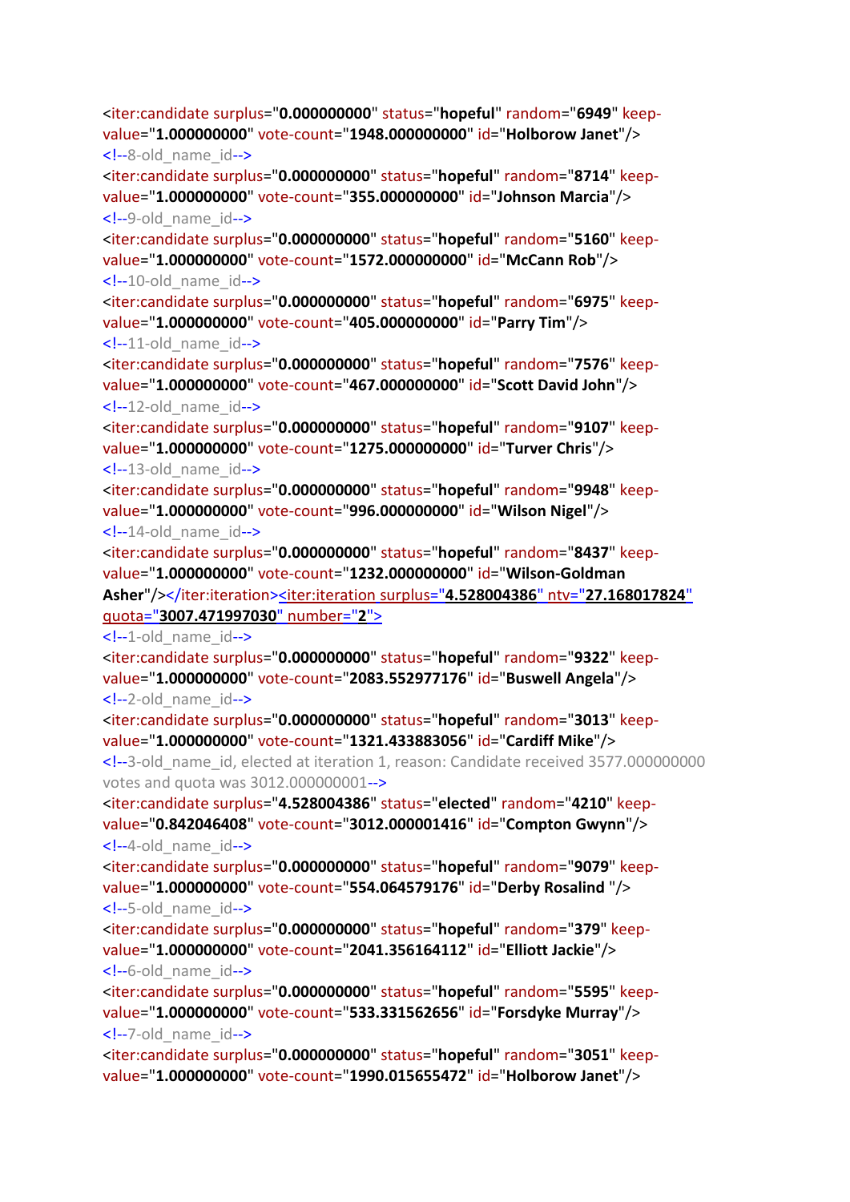```
<iter:candidate surplus="0.000000000" status="hopeful" random="6949" keep-value="1.000000000" vote-count="1948.000000000" id="Holborow Janet"/>
<!--8-old_name_id-->
<iter:candidate surplus="0.000000000" status="hopeful" random="8714" keep-value="1.000000000" vote-count="355.000000000" id="Johnson Marcia"/>
<!--9-old_name_id-->
<iter:candidate surplus="0.000000000" status="hopeful" random="5160" keep-value="1.000000000" vote-count="1572.000000000" id="McCann Rob"/>
<!--10-old_name_id-->
<iter:candidate surplus="0.000000000" status="hopeful" random="6975" keep-value="1.000000000" vote-count="405.000000000" id="Parry Tim"/>
<!--11-old_name_id-->
<iter:candidate surplus="0.000000000" status="hopeful" random="7576" keep-value="1.000000000" vote-count="467.000000000" id="Scott David John"/>
<!--12-old_name_id-->
<iter:candidate surplus="0.000000000" status="hopeful" random="9107" keep-value="1.000000000" vote-count="1275.000000000" id="Turver Chris"/>
<!--13-old_name_id-->
<iter:candidate surplus="0.000000000" status="hopeful" random="9948" keep-value="1.000000000" vote-count="996.000000000" id="Wilson Nigel"/>
<!--14-old_name_id-->
<iter:candidate surplus="0.000000000" status="hopeful" random="8437" keep-value="1.000000000" vote-count="1232.000000000" id="Wilson-Goldman Asher"/></iter:iteration><iter:iteration surplus="4.528004386" ntv="27.168017824" quota="3007.471997030" number="2">
<!--1-old_name_id-->
<iter:candidate surplus="0.000000000" status="hopeful" random="9322" keep-value="1.000000000" vote-count="2083.552977176" id="Buswell Angela"/>
<!--2-old_name_id-->
<iter:candidate surplus="0.000000000" status="hopeful" random="3013" keep-value="1.000000000" vote-count="1321.433883056" id="Cardiff Mike"/>
<!--3-old_name_id, elected at iteration 1, reason: Candidate received 3577.000000000 votes and quota was 3012.000000001-->
<iter:candidate surplus="4.528004386" status="elected" random="4210" keep-value="0.842046408" vote-count="3012.000001416" id="Compton Gwynn"/>
<!--4-old_name_id-->
<iter:candidate surplus="0.000000000" status="hopeful" random="9079" keep-value="1.000000000" vote-count="554.064579176" id="Derby Rosalind "/>
<!--5-old_name_id-->
<iter:candidate surplus="0.000000000" status="hopeful" random="379" keep-value="1.000000000" vote-count="2041.356164112" id="Elliott Jackie"/>
<!--6-old_name_id-->
<iter:candidate surplus="0.000000000" status="hopeful" random="5595" keep-value="1.000000000" vote-count="533.331562656" id="Forsdyke Murray"/>
<!--7-old_name_id-->
<iter:candidate surplus="0.000000000" status="hopeful" random="3051" keep-value="1.000000000" vote-count="1990.015655472" id="Holborow Janet"/>
```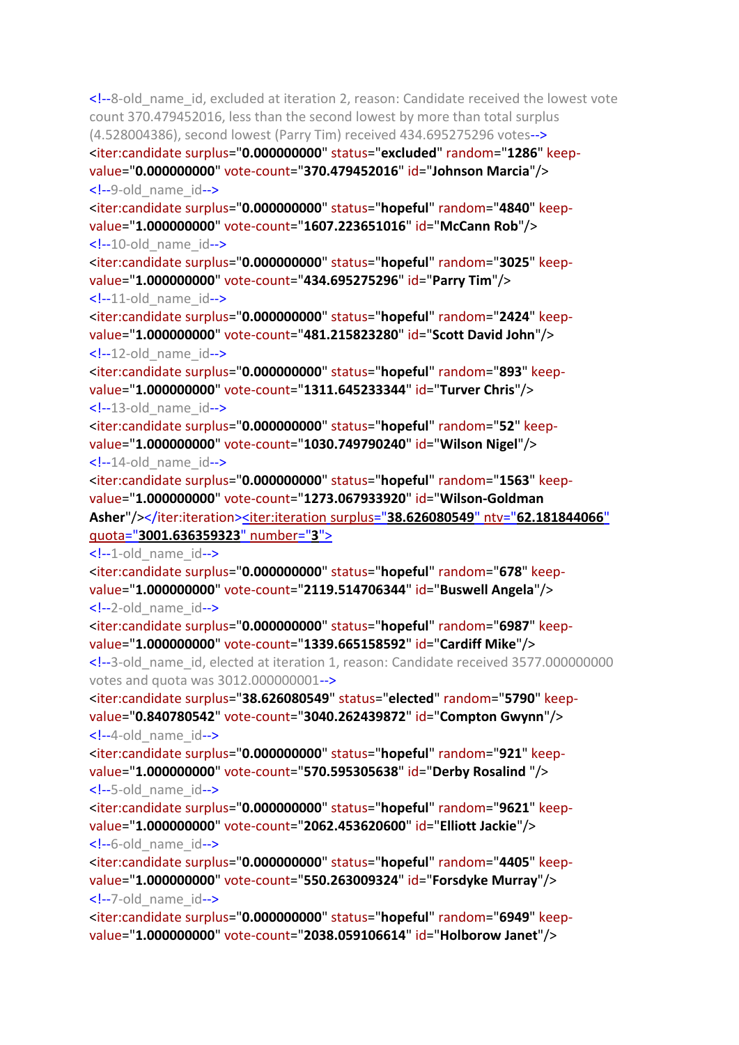```
<!--8-old_name_id, excluded at iteration 2, reason: Candidate received the lowest vote count 370.479452016, less than the second lowest by more than total surplus (4.528004386), second lowest (Parry Tim) received 434.695275296 votes-->
<iter:candidate surplus="0.000000000" status="excluded" random="1286" keep-value="0.000000000" vote-count="370.479452016" id="Johnson Marcia"/>
<!--9-old_name_id-->
<iter:candidate surplus="0.000000000" status="hopeful" random="4840" keep-value="1.000000000" vote-count="1607.223651016" id="McCann Rob"/>
<!--10-old_name_id-->
<iter:candidate surplus="0.000000000" status="hopeful" random="3025" keep-value="1.000000000" vote-count="434.695275296" id="Parry Tim"/>
<!--11-old_name_id-->
<iter:candidate surplus="0.000000000" status="hopeful" random="2424" keep-value="1.000000000" vote-count="481.215823280" id="Scott David John"/>
<!--12-old_name_id-->
<iter:candidate surplus="0.000000000" status="hopeful" random="893" keep-value="1.000000000" vote-count="1311.645233344" id="Turver Chris"/>
<!--13-old_name_id-->
<iter:candidate surplus="0.000000000" status="hopeful" random="52" keep-value="1.000000000" vote-count="1030.749790240" id="Wilson Nigel"/>
<!--14-old_name_id-->
<iter:candidate surplus="0.000000000" status="hopeful" random="1563" keep-value="1.000000000" vote-count="1273.067933920" id="Wilson-Goldman Asher"/></iter:iteration><iter:iteration surplus="38.626080549" ntv="62.181844066" quota="3001.636359323" number="3">
<!--1-old_name_id-->
<iter:candidate surplus="0.000000000" status="hopeful" random="678" keep-value="1.000000000" vote-count="2119.514706344" id="Buswell Angela"/>
<!--2-old_name_id-->
<iter:candidate surplus="0.000000000" status="hopeful" random="6987" keep-value="1.000000000" vote-count="1339.665158592" id="Cardiff Mike"/>
<!--3-old_name_id, elected at iteration 1, reason: Candidate received 3577.000000000 votes and quota was 3012.000000001-->
<iter:candidate surplus="38.626080549" status="elected" random="5790" keep-value="0.840780542" vote-count="3040.262439872" id="Compton Gwynn"/>
<!--4-old_name_id-->
<iter:candidate surplus="0.000000000" status="hopeful" random="921" keep-value="1.000000000" vote-count="570.595305638" id="Derby Rosalind "/>
<!--5-old_name_id-->
<iter:candidate surplus="0.000000000" status="hopeful" random="9621" keep-value="1.000000000" vote-count="2062.453620600" id="Elliott Jackie"/>
<!--6-old_name_id-->
<iter:candidate surplus="0.000000000" status="hopeful" random="4405" keep-value="1.000000000" vote-count="550.263009324" id="Forsdyke Murray"/>
<!--7-old_name_id-->
<iter:candidate surplus="0.000000000" status="hopeful" random="6949" keep-value="1.000000000" vote-count="2038.059106614" id="Holborow Janet"/>
```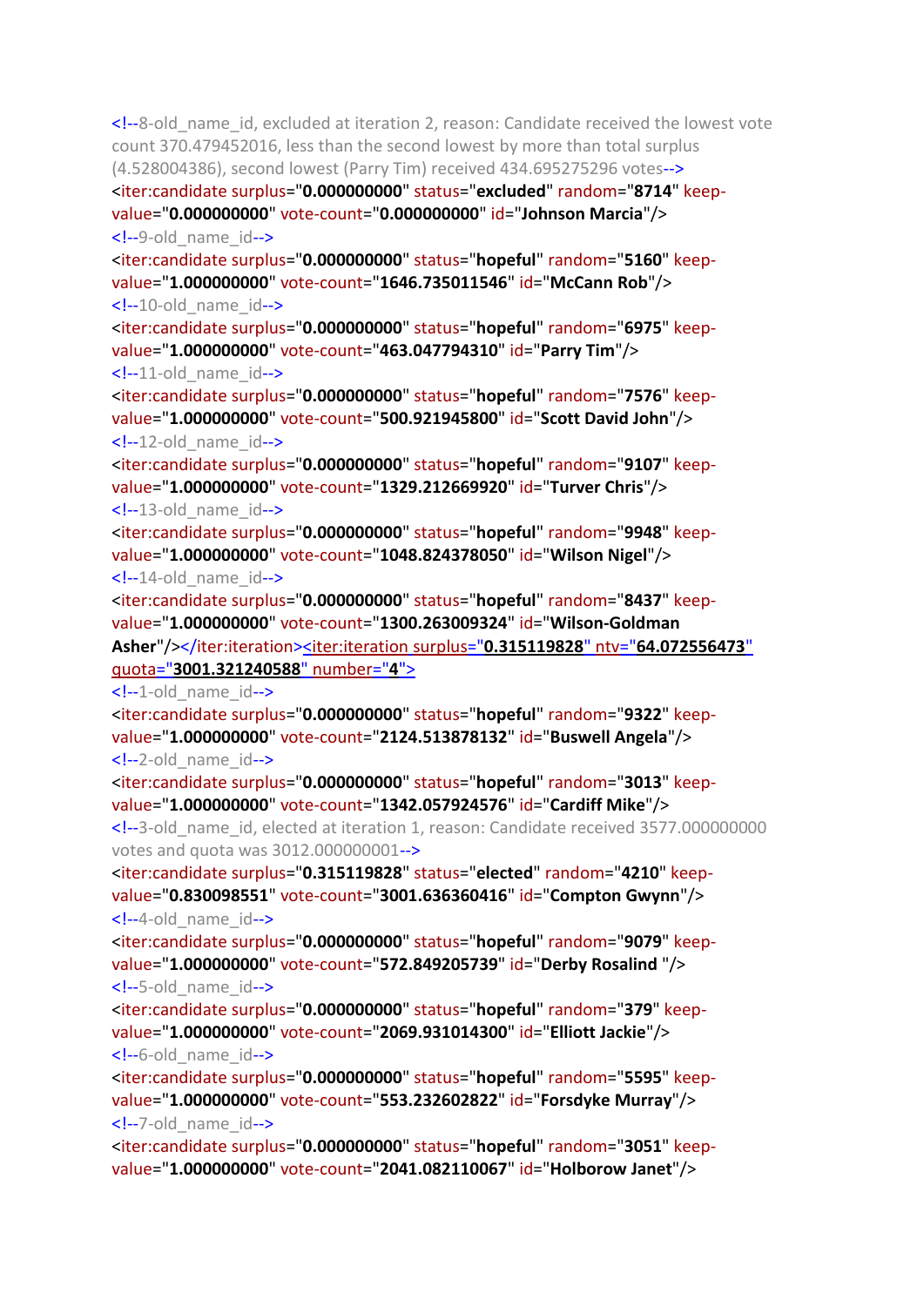```
<!--8-old_name_id, excluded at iteration 2, reason: Candidate received the lowest vote count 370.479452016, less than the second lowest by more than total surplus (4.528004386), second lowest (Parry Tim) received 434.695275296 votes-->
<iter:candidate surplus="0.000000000" status="excluded" random="8714" keep-value="0.000000000" vote-count="0.000000000" id="Johnson Marcia"/>
<!--9-old_name_id-->
<iter:candidate surplus="0.000000000" status="hopeful" random="5160" keep-value="1.000000000" vote-count="1646.735011546" id="McCann Rob"/>
<!--10-old_name_id-->
<iter:candidate surplus="0.000000000" status="hopeful" random="6975" keep-value="1.000000000" vote-count="463.047794310" id="Parry Tim"/>
<!--11-old_name_id-->
<iter:candidate surplus="0.000000000" status="hopeful" random="7576" keep-value="1.000000000" vote-count="500.921945800" id="Scott David John"/>
<!--12-old_name_id-->
<iter:candidate surplus="0.000000000" status="hopeful" random="9107" keep-value="1.000000000" vote-count="1329.212669920" id="Turver Chris"/>
<!--13-old_name_id-->
<iter:candidate surplus="0.000000000" status="hopeful" random="9948" keep-value="1.000000000" vote-count="1048.824378050" id="Wilson Nigel"/>
<!--14-old_name_id-->
<iter:candidate surplus="0.000000000" status="hopeful" random="8437" keep-value="1.000000000" vote-count="1300.263009324" id="Wilson-Goldman Asher"/></iter:iteration><iter:iteration surplus="0.315119828" ntv="64.072556473" quota="3001.321240588" number="4">
<!--1-old_name_id-->
<iter:candidate surplus="0.000000000" status="hopeful" random="9322" keep-value="1.000000000" vote-count="2124.513878132" id="Buswell Angela"/>
<!--2-old_name_id-->
<iter:candidate surplus="0.000000000" status="hopeful" random="3013" keep-value="1.000000000" vote-count="1342.057924576" id="Cardiff Mike"/>
<!--3-old_name_id, elected at iteration 1, reason: Candidate received 3577.000000000 votes and quota was 3012.000000001-->
<iter:candidate surplus="0.315119828" status="elected" random="4210" keep-value="0.830098551" vote-count="3001.636360416" id="Compton Gwynn"/>
<!--4-old_name_id-->
<iter:candidate surplus="0.000000000" status="hopeful" random="9079" keep-value="1.000000000" vote-count="572.849205739" id="Derby Rosalind "/>
<!--5-old_name_id-->
<iter:candidate surplus="0.000000000" status="hopeful" random="379" keep-value="1.000000000" vote-count="2069.931014300" id="Elliott Jackie"/>
<!--6-old_name_id-->
<iter:candidate surplus="0.000000000" status="hopeful" random="5595" keep-value="1.000000000" vote-count="553.232602822" id="Forsdyke Murray"/>
<!--7-old_name_id-->
<iter:candidate surplus="0.000000000" status="hopeful" random="3051" keep-value="1.000000000" vote-count="2041.082110067" id="Holborow Janet"/>
```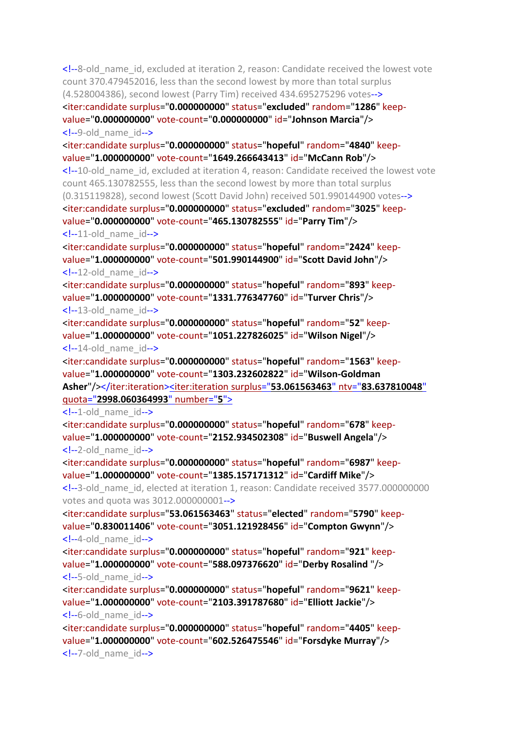```
<!--8-old_name_id, excluded at iteration 2, reason: Candidate received the lowest vote count 370.479452016, less than the second lowest by more than total surplus (4.528004386), second lowest (Parry Tim) received 434.695275296 votes-->
<iter:candidate surplus="0.000000000" status="excluded" random="1286" keep-value="0.000000000" vote-count="0.000000000" id="Johnson Marcia"/>
<!--9-old_name_id-->
<iter:candidate surplus="0.000000000" status="hopeful" random="4840" keep-value="1.000000000" vote-count="1649.266643413" id="McCann Rob"/>
<!--10-old_name_id, excluded at iteration 4, reason: Candidate received the lowest vote count 465.130782555, less than the second lowest by more than total surplus (0.315119828), second lowest (Scott David John) received 501.990144900 votes-->
<iter:candidate surplus="0.000000000" status="excluded" random="3025" keep-value="0.000000000" vote-count="465.130782555" id="Parry Tim"/>
<!--11-old_name_id-->
<iter:candidate surplus="0.000000000" status="hopeful" random="2424" keep-value="1.000000000" vote-count="501.990144900" id="Scott David John"/>
<!--12-old_name_id-->
<iter:candidate surplus="0.000000000" status="hopeful" random="893" keep-value="1.000000000" vote-count="1331.776347760" id="Turver Chris"/>
<!--13-old_name_id-->
<iter:candidate surplus="0.000000000" status="hopeful" random="52" keep-value="1.000000000" vote-count="1051.227826025" id="Wilson Nigel"/>
<!--14-old_name_id-->
<iter:candidate surplus="0.000000000" status="hopeful" random="1563" keep-value="1.000000000" vote-count="1303.232602822" id="Wilson-Goldman Asher"/></iter:iteration><iter:iteration surplus="53.061563463" ntv="83.637810048" quota="2998.060364993" number="5">
<!--1-old_name_id-->
<iter:candidate surplus="0.000000000" status="hopeful" random="678" keep-value="1.000000000" vote-count="2152.934502308" id="Buswell Angela"/>
<!--2-old_name_id-->
<iter:candidate surplus="0.000000000" status="hopeful" random="6987" keep-value="1.000000000" vote-count="1385.157171312" id="Cardiff Mike"/>
<!--3-old_name_id, elected at iteration 1, reason: Candidate received 3577.000000000 votes and quota was 3012.000000001-->
<iter:candidate surplus="53.061563463" status="elected" random="5790" keep-value="0.830011406" vote-count="3051.121928456" id="Compton Gwynn"/>
<!--4-old_name_id-->
<iter:candidate surplus="0.000000000" status="hopeful" random="921" keep-value="1.000000000" vote-count="588.097376620" id="Derby Rosalind "/>
<!--5-old_name_id-->
<iter:candidate surplus="0.000000000" status="hopeful" random="9621" keep-value="1.000000000" vote-count="2103.391787680" id="Elliott Jackie"/>
<!--6-old_name_id-->
<iter:candidate surplus="0.000000000" status="hopeful" random="4405" keep-value="1.000000000" vote-count="602.526475546" id="Forsdyke Murray"/>
<!--7-old_name_id-->
```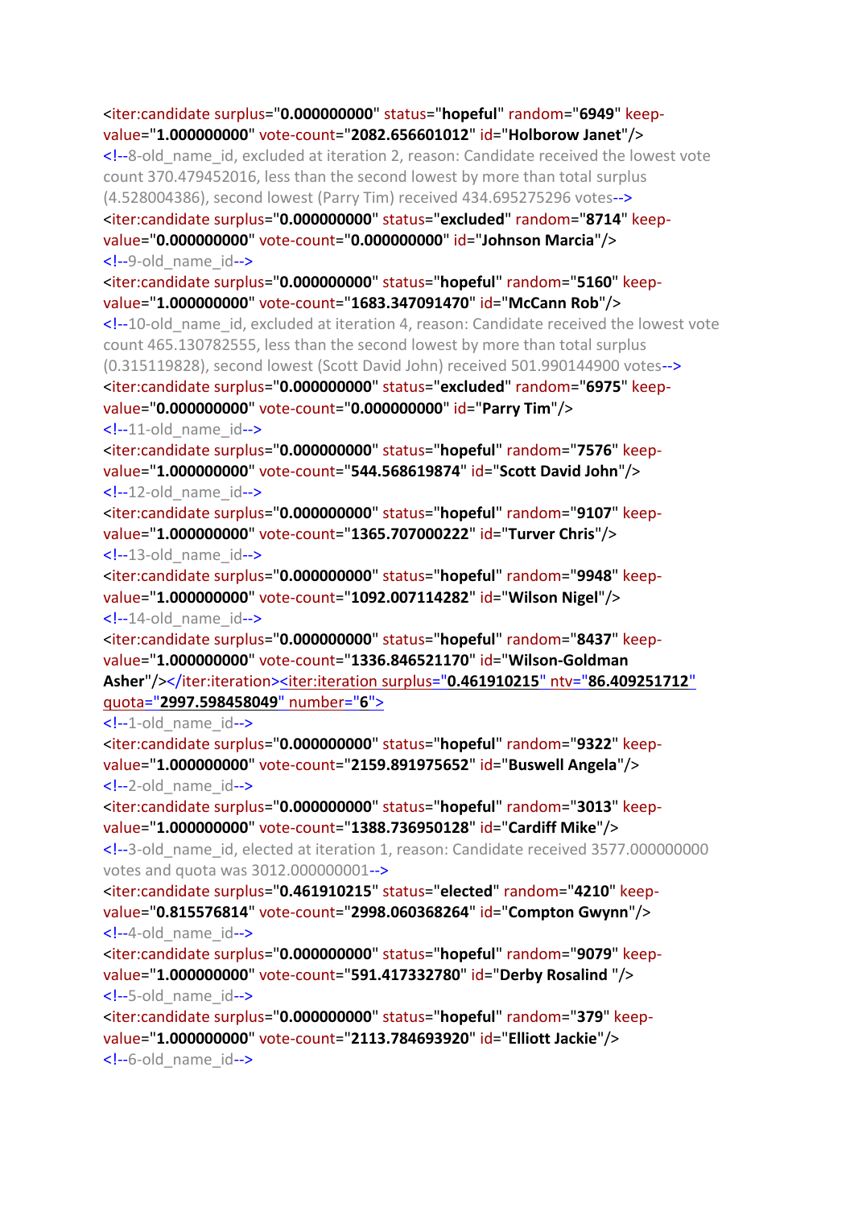```
<iter:candidate surplus="0.000000000" status="hopeful" random="6949" keep-value="1.000000000" vote-count="2082.656601012" id="Holborow Janet"/>
<!--8-old_name_id, excluded at iteration 2, reason: Candidate received the lowest vote count 370.479452016, less than the second lowest by more than total surplus (4.528004386), second lowest (Parry Tim) received 434.695275296 votes-->
<iter:candidate surplus="0.000000000" status="excluded" random="8714" keep-value="0.000000000" vote-count="0.000000000" id="Johnson Marcia"/>
<!--9-old_name_id-->
<iter:candidate surplus="0.000000000" status="hopeful" random="5160" keep-value="1.000000000" vote-count="1683.347091470" id="McCann Rob"/>
<!--10-old_name_id, excluded at iteration 4, reason: Candidate received the lowest vote count 465.130782555, less than the second lowest by more than total surplus (0.315119828), second lowest (Scott David John) received 501.990144900 votes-->
<iter:candidate surplus="0.000000000" status="excluded" random="6975" keep-value="0.000000000" vote-count="0.000000000" id="Parry Tim"/>
<!--11-old_name_id-->
<iter:candidate surplus="0.000000000" status="hopeful" random="7576" keep-value="1.000000000" vote-count="544.568619874" id="Scott David John"/>
<!--12-old_name_id-->
<iter:candidate surplus="0.000000000" status="hopeful" random="9107" keep-value="1.000000000" vote-count="1365.707000222" id="Turver Chris"/>
<!--13-old_name_id-->
<iter:candidate surplus="0.000000000" status="hopeful" random="9948" keep-value="1.000000000" vote-count="1092.007114282" id="Wilson Nigel"/>
<!--14-old_name_id-->
<iter:candidate surplus="0.000000000" status="hopeful" random="8437" keep-value="1.000000000" vote-count="1336.846521170" id="Wilson-Goldman Asher"/></iter:iteration><iter:iteration surplus="0.461910215" ntv="86.409251712" quota="2997.598458049" number="6">
<!--1-old_name_id-->
<iter:candidate surplus="0.000000000" status="hopeful" random="9322" keep-value="1.000000000" vote-count="2159.891975652" id="Buswell Angela"/>
<!--2-old_name_id-->
<iter:candidate surplus="0.000000000" status="hopeful" random="3013" keep-value="1.000000000" vote-count="1388.736950128" id="Cardiff Mike"/>
<!--3-old_name_id, elected at iteration 1, reason: Candidate received 3577.000000000 votes and quota was 3012.000000001-->
<iter:candidate surplus="0.461910215" status="elected" random="4210" keep-value="0.815576814" vote-count="2998.060368264" id="Compton Gwynn"/>
<!--4-old_name_id-->
<iter:candidate surplus="0.000000000" status="hopeful" random="9079" keep-value="1.000000000" vote-count="591.417332780" id="Derby Rosalind "/>
<!--5-old_name_id-->
<iter:candidate surplus="0.000000000" status="hopeful" random="379" keep-value="1.000000000" vote-count="2113.784693920" id="Elliott Jackie"/>
<!--6-old_name_id-->
```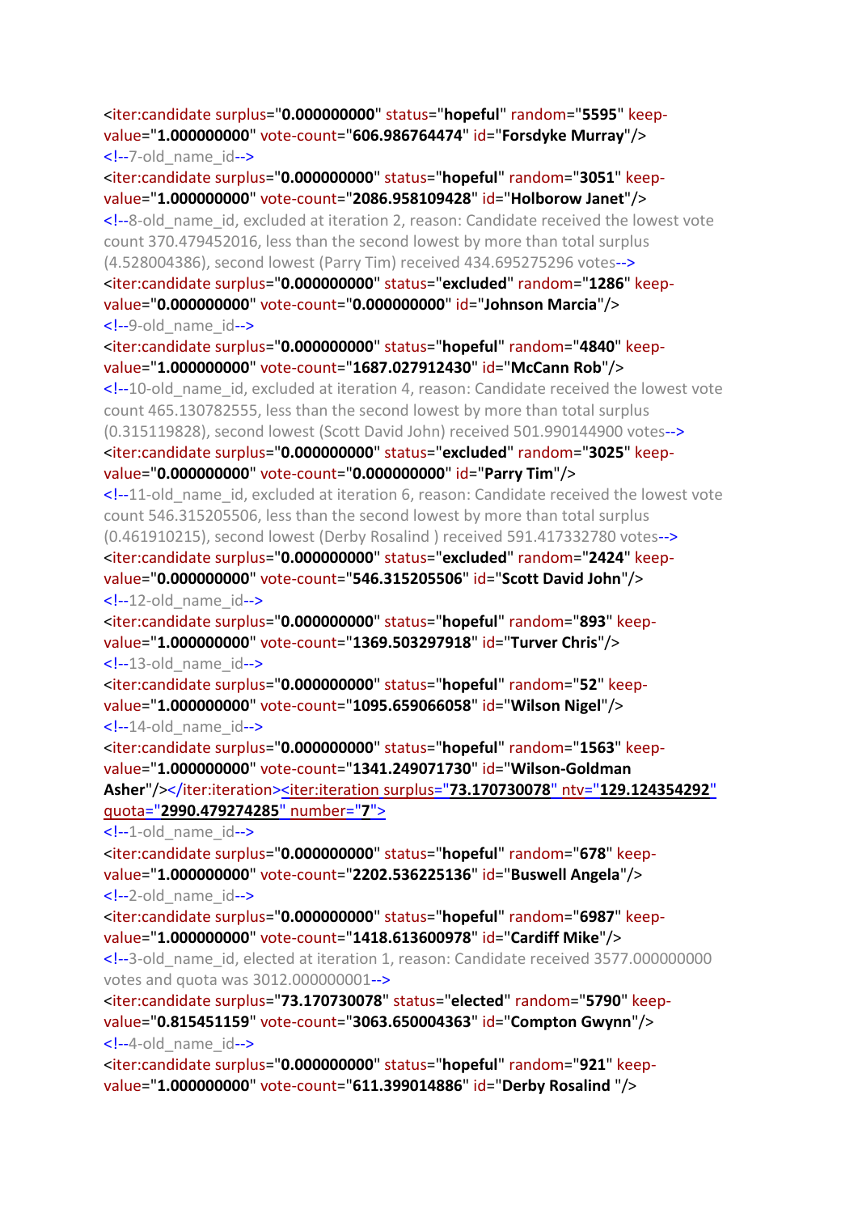```
<iter:candidate surplus="0.000000000" status="hopeful" random="5595" keep-value="1.000000000" vote-count="606.986764474" id="Forsdyke Murray"/>
<!--7-old_name_id-->
<iter:candidate surplus="0.000000000" status="hopeful" random="3051" keep-value="1.000000000" vote-count="2086.958109428" id="Holborow Janet"/>
<!--8-old_name_id, excluded at iteration 2, reason: Candidate received the lowest vote count 370.479452016, less than the second lowest by more than total surplus (4.528004386), second lowest (Parry Tim) received 434.695275296 votes-->
<iter:candidate surplus="0.000000000" status="excluded" random="1286" keep-value="0.000000000" vote-count="0.000000000" id="Johnson Marcia"/>
<!--9-old_name_id-->
<iter:candidate surplus="0.000000000" status="hopeful" random="4840" keep-value="1.000000000" vote-count="1687.027912430" id="McCann Rob"/>
<!--10-old_name_id, excluded at iteration 4, reason: Candidate received the lowest vote count 465.130782555, less than the second lowest by more than total surplus (0.315119828), second lowest (Scott David John) received 501.990144900 votes-->
<iter:candidate surplus="0.000000000" status="excluded" random="3025" keep-value="0.000000000" vote-count="0.000000000" id="Parry Tim"/>
<!--11-old_name_id, excluded at iteration 6, reason: Candidate received the lowest vote count 546.315205506, less than the second lowest by more than total surplus (0.461910215), second lowest (Derby Rosalind ) received 591.417332780 votes-->
<iter:candidate surplus="0.000000000" status="excluded" random="2424" keep-value="0.000000000" vote-count="546.315205506" id="Scott David John"/>
<!--12-old_name_id-->
<iter:candidate surplus="0.000000000" status="hopeful" random="893" keep-value="1.000000000" vote-count="1369.503297918" id="Turver Chris"/>
<!--13-old_name_id-->
<iter:candidate surplus="0.000000000" status="hopeful" random="52" keep-value="1.000000000" vote-count="1095.659066058" id="Wilson Nigel"/>
<!--14-old_name_id-->
<iter:candidate surplus="0.000000000" status="hopeful" random="1563" keep-value="1.000000000" vote-count="1341.249071730" id="Wilson-Goldman Asher"/></iter:iteration><iter:iteration surplus="73.170730078" ntv="129.124354292" quota="2990.479274285" number="7">
<!--1-old_name_id-->
<iter:candidate surplus="0.000000000" status="hopeful" random="678" keep-value="1.000000000" vote-count="2202.536225136" id="Buswell Angela"/>
<!--2-old_name_id-->
<iter:candidate surplus="0.000000000" status="hopeful" random="6987" keep-value="1.000000000" vote-count="1418.613600978" id="Cardiff Mike"/>
<!--3-old_name_id, elected at iteration 1, reason: Candidate received 3577.000000000 votes and quota was 3012.000000001-->
<iter:candidate surplus="73.170730078" status="elected" random="5790" keep-value="0.815451159" vote-count="3063.650004363" id="Compton Gwynn"/>
<!--4-old_name_id-->
<iter:candidate surplus="0.000000000" status="hopeful" random="921" keep-value="1.000000000" vote-count="611.399014886" id="Derby Rosalind "/>
```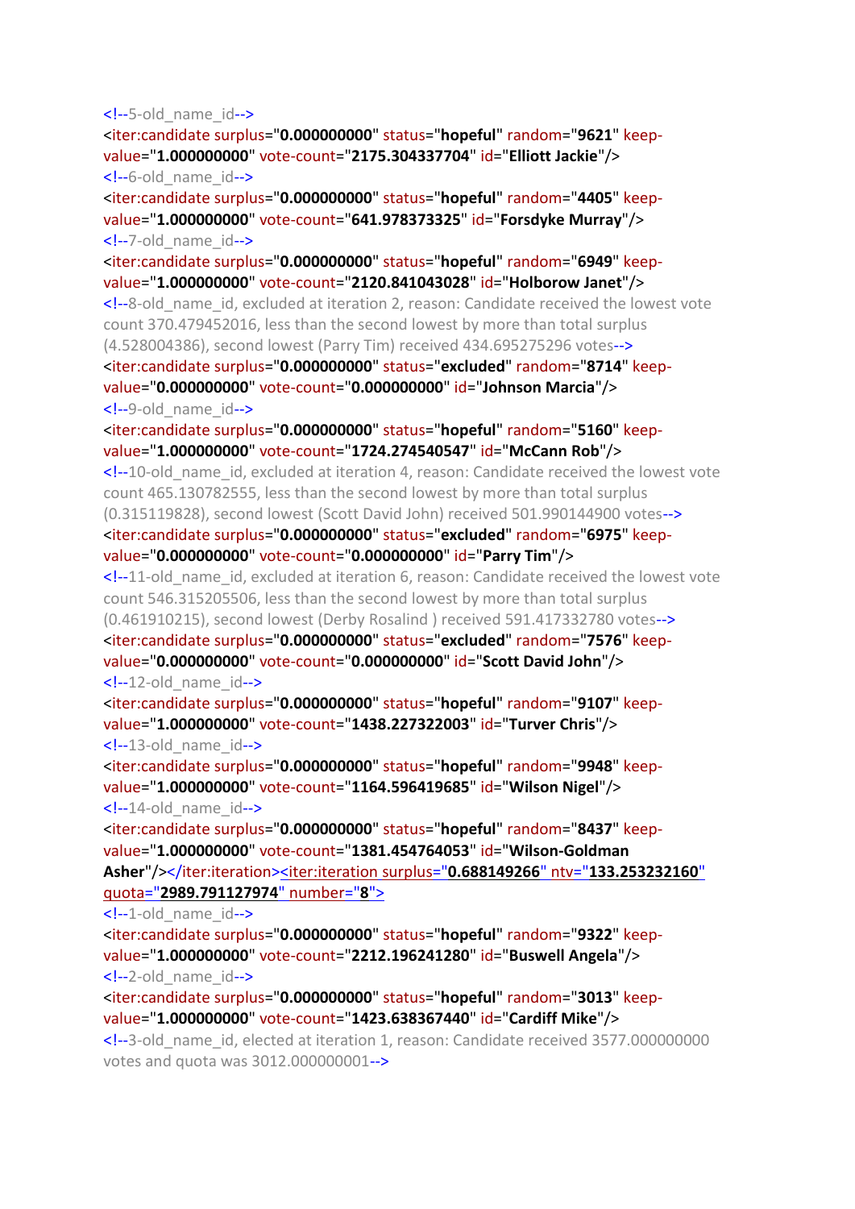```
<!--5-old_name_id-->
<iter:candidate surplus="0.000000000" status="hopeful" random="9621" keep-value="1.000000000" vote-count="2175.304337704" id="Elliott Jackie"/>
<!--6-old_name_id-->
<iter:candidate surplus="0.000000000" status="hopeful" random="4405" keep-value="1.000000000" vote-count="641.978373325" id="Forsdyke Murray"/>
<!--7-old_name_id-->
<iter:candidate surplus="0.000000000" status="hopeful" random="6949" keep-value="1.000000000" vote-count="2120.841043028" id="Holborow Janet"/>
<!--8-old_name_id, excluded at iteration 2, reason: Candidate received the lowest vote count 370.479452016, less than the second lowest by more than total surplus (4.528004386), second lowest (Parry Tim) received 434.695275296 votes-->
<iter:candidate surplus="0.000000000" status="excluded" random="8714" keep-value="0.000000000" vote-count="0.000000000" id="Johnson Marcia"/>
<!--9-old_name_id-->
<iter:candidate surplus="0.000000000" status="hopeful" random="5160" keep-value="1.000000000" vote-count="1724.274540547" id="McCann Rob"/>
<!--10-old_name_id, excluded at iteration 4, reason: Candidate received the lowest vote count 465.130782555, less than the second lowest by more than total surplus (0.315119828), second lowest (Scott David John) received 501.990144900 votes-->
<iter:candidate surplus="0.000000000" status="excluded" random="6975" keep-value="0.000000000" vote-count="0.000000000" id="Parry Tim"/>
<!--11-old_name_id, excluded at iteration 6, reason: Candidate received the lowest vote count 546.315205506, less than the second lowest by more than total surplus (0.461910215), second lowest (Derby Rosalind ) received 591.417332780 votes-->
<iter:candidate surplus="0.000000000" status="excluded" random="7576" keep-value="0.000000000" vote-count="0.000000000" id="Scott David John"/>
<!--12-old_name_id-->
<iter:candidate surplus="0.000000000" status="hopeful" random="9107" keep-value="1.000000000" vote-count="1438.227322003" id="Turver Chris"/>
<!--13-old_name_id-->
<iter:candidate surplus="0.000000000" status="hopeful" random="9948" keep-value="1.000000000" vote-count="1164.596419685" id="Wilson Nigel"/>
<!--14-old_name_id-->
<iter:candidate surplus="0.000000000" status="hopeful" random="8437" keep-value="1.000000000" vote-count="1381.454764053" id="Wilson-Goldman Asher"/></iter:iteration><iter:iteration surplus="0.688149266" ntv="133.253232160" quota="2989.791127974" number="8">
<!--1-old_name_id-->
<iter:candidate surplus="0.000000000" status="hopeful" random="9322" keep-value="1.000000000" vote-count="2212.196241280" id="Buswell Angela"/>
<!--2-old_name_id-->
<iter:candidate surplus="0.000000000" status="hopeful" random="3013" keep-value="1.000000000" vote-count="1423.638367440" id="Cardiff Mike"/>
<!--3-old_name_id, elected at iteration 1, reason: Candidate received 3577.000000000 votes and quota was 3012.000000001-->
```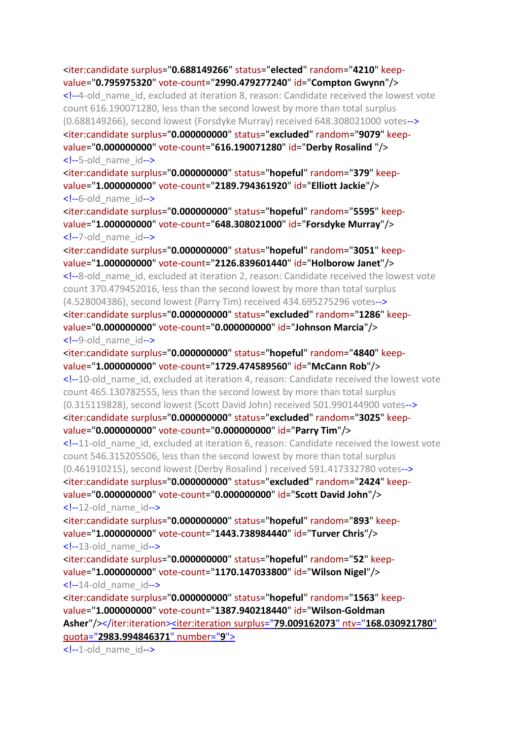```
<iter:candidate surplus="0.688149266" status="elected" random="4210" keep-value="0.795975320" vote-count="2990.479277240" id="Compton Gwynn"/>
<!--4-old_name_id, excluded at iteration 8, reason: Candidate received the lowest vote count 616.190071280, less than the second lowest by more than total surplus (0.688149266), second lowest (Forsdyke Murray) received 648.308021000 votes-->
<iter:candidate surplus="0.000000000" status="excluded" random="9079" keep-value="0.000000000" vote-count="616.190071280" id="Derby Rosalind "/>
<!--5-old_name_id-->
<iter:candidate surplus="0.000000000" status="hopeful" random="379" keep-value="1.000000000" vote-count="2189.794361920" id="Elliott Jackie"/>
<!--6-old_name_id-->
<iter:candidate surplus="0.000000000" status="hopeful" random="5595" keep-value="1.000000000" vote-count="648.308021000" id="Forsdyke Murray"/>
<!--7-old_name_id-->
<iter:candidate surplus="0.000000000" status="hopeful" random="3051" keep-value="1.000000000" vote-count="2126.839601440" id="Holborow Janet"/>
<!--8-old_name_id, excluded at iteration 2, reason: Candidate received the lowest vote count 370.479452016, less than the second lowest by more than total surplus (4.528004386), second lowest (Parry Tim) received 434.695275296 votes-->
<iter:candidate surplus="0.000000000" status="excluded" random="1286" keep-value="0.000000000" vote-count="0.000000000" id="Johnson Marcia"/>
<!--9-old_name_id-->
<iter:candidate surplus="0.000000000" status="hopeful" random="4840" keep-value="1.000000000" vote-count="1729.474589560" id="McCann Rob"/>
<!--10-old_name_id, excluded at iteration 4, reason: Candidate received the lowest vote count 465.130782555, less than the second lowest by more than total surplus (0.315119828), second lowest (Scott David John) received 501.990144900 votes-->
<iter:candidate surplus="0.000000000" status="excluded" random="3025" keep-value="0.000000000" vote-count="0.000000000" id="Parry Tim"/>
<!--11-old_name_id, excluded at iteration 6, reason: Candidate received the lowest vote count 546.315205506, less than the second lowest by more than total surplus (0.461910215), second lowest (Derby Rosalind ) received 591.417332780 votes-->
<iter:candidate surplus="0.000000000" status="excluded" random="2424" keep-value="0.000000000" vote-count="0.000000000" id="Scott David John"/>
<!--12-old_name_id-->
<iter:candidate surplus="0.000000000" status="hopeful" random="893" keep-value="1.000000000" vote-count="1443.738984440" id="Turver Chris"/>
<!--13-old_name_id-->
<iter:candidate surplus="0.000000000" status="hopeful" random="52" keep-value="1.000000000" vote-count="1170.147033800" id="Wilson Nigel"/>
<!--14-old_name_id-->
<iter:candidate surplus="0.000000000" status="hopeful" random="1563" keep-value="1.000000000" vote-count="1387.940218440" id="Wilson-Goldman Asher"/></iter:iteration><iter:iteration surplus="79.009162073" ntv="168.030921780" quota="2983.994846371" number="9">
<!--1-old_name_id-->
```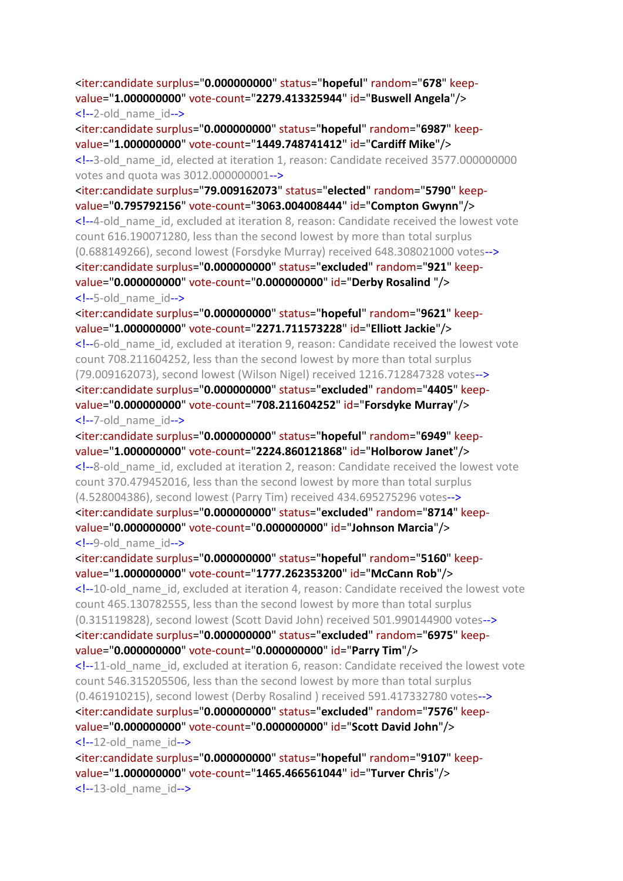```
<iter:candidate surplus="0.000000000" status="hopeful" random="678" keep-value="1.000000000" vote-count="2279.413325944" id="Buswell Angela"/>
<!--2-old_name_id-->
<iter:candidate surplus="0.000000000" status="hopeful" random="6987" keep-value="1.000000000" vote-count="1449.748741412" id="Cardiff Mike"/>
<!--3-old_name_id, elected at iteration 1, reason: Candidate received 3577.000000000 votes and quota was 3012.000000001-->
<iter:candidate surplus="79.009162073" status="elected" random="5790" keep-value="0.795792156" vote-count="3063.004008444" id="Compton Gwynn"/>
<!--4-old_name_id, excluded at iteration 8, reason: Candidate received the lowest vote count 616.190071280, less than the second lowest by more than total surplus (0.688149266), second lowest (Forsdyke Murray) received 648.308021000 votes-->
<iter:candidate surplus="0.000000000" status="excluded" random="921" keep-value="0.000000000" vote-count="0.000000000" id="Derby Rosalind "/>
<!--5-old_name_id-->
<iter:candidate surplus="0.000000000" status="hopeful" random="9621" keep-value="1.000000000" vote-count="2271.711573228" id="Elliott Jackie"/>
<!--6-old_name_id, excluded at iteration 9, reason: Candidate received the lowest vote count 708.211604252, less than the second lowest by more than total surplus (79.009162073), second lowest (Wilson Nigel) received 1216.712847328 votes-->
<iter:candidate surplus="0.000000000" status="excluded" random="4405" keep-value="0.000000000" vote-count="708.211604252" id="Forsdyke Murray"/>
<!--7-old_name_id-->
<iter:candidate surplus="0.000000000" status="hopeful" random="6949" keep-value="1.000000000" vote-count="2224.860121868" id="Holborow Janet"/>
<!--8-old_name_id, excluded at iteration 2, reason: Candidate received the lowest vote count 370.479452016, less than the second lowest by more than total surplus (4.528004386), second lowest (Parry Tim) received 434.695275296 votes-->
<iter:candidate surplus="0.000000000" status="excluded" random="8714" keep-value="0.000000000" vote-count="0.000000000" id="Johnson Marcia"/>
<!--9-old_name_id-->
<iter:candidate surplus="0.000000000" status="hopeful" random="5160" keep-value="1.000000000" vote-count="1777.262353200" id="McCann Rob"/>
<!--10-old_name_id, excluded at iteration 4, reason: Candidate received the lowest vote count 465.130782555, less than the second lowest by more than total surplus (0.315119828), second lowest (Scott David John) received 501.990144900 votes-->
<iter:candidate surplus="0.000000000" status="excluded" random="6975" keep-value="0.000000000" vote-count="0.000000000" id="Parry Tim"/>
<!--11-old_name_id, excluded at iteration 6, reason: Candidate received the lowest vote count 546.315205506, less than the second lowest by more than total surplus (0.461910215), second lowest (Derby Rosalind ) received 591.417332780 votes-->
<iter:candidate surplus="0.000000000" status="excluded" random="7576" keep-value="0.000000000" vote-count="0.000000000" id="Scott David John"/>
<!--12-old_name_id-->
<iter:candidate surplus="0.000000000" status="hopeful" random="9107" keep-value="1.000000000" vote-count="1465.466561044" id="Turver Chris"/>
<!--13-old_name_id-->
```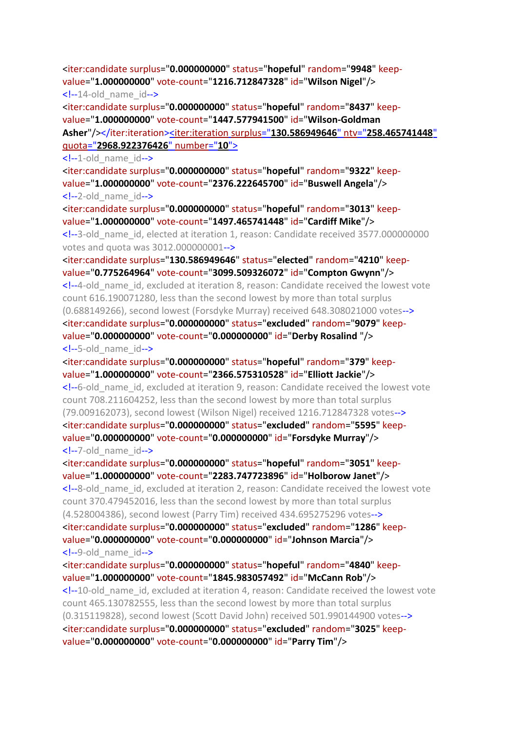```xml
<iter:candidate surplus="0.000000000" status="hopeful" random="9948" keep-value="1.000000000" vote-count="1216.712847328" id="Wilson Nigel"/>
<!--14-old_name_id-->
<iter:candidate surplus="0.000000000" status="hopeful" random="8437" keep-value="1.000000000" vote-count="1447.577941500" id="Wilson-Goldman Asher"/></iter:iteration><iter:iteration surplus="130.586949646" ntv="258.465741448" quota="2968.922376426" number="10">
<!--1-old_name_id-->
<iter:candidate surplus="0.000000000" status="hopeful" random="9322" keep-value="1.000000000" vote-count="2376.222645700" id="Buswell Angela"/>
<!--2-old_name_id-->
<iter:candidate surplus="0.000000000" status="hopeful" random="3013" keep-value="1.000000000" vote-count="1497.465741448" id="Cardiff Mike"/>
<!--3-old_name_id, elected at iteration 1, reason: Candidate received 3577.000000000 votes and quota was 3012.000000001-->
<iter:candidate surplus="130.586949646" status="elected" random="4210" keep-value="0.775264964" vote-count="3099.509326072" id="Compton Gwynn"/>
<!--4-old_name_id, excluded at iteration 8, reason: Candidate received the lowest vote count 616.190071280, less than the second lowest by more than total surplus (0.688149266), second lowest (Forsdyke Murray) received 648.308021000 votes-->
<iter:candidate surplus="0.000000000" status="excluded" random="9079" keep-value="0.000000000" vote-count="0.000000000" id="Derby Rosalind "/>
<!--5-old_name_id-->
<iter:candidate surplus="0.000000000" status="hopeful" random="379" keep-value="1.000000000" vote-count="2366.575310528" id="Elliott Jackie"/>
<!--6-old_name_id, excluded at iteration 9, reason: Candidate received the lowest vote count 708.211604252, less than the second lowest by more than total surplus (79.009162073), second lowest (Wilson Nigel) received 1216.712847328 votes-->
<iter:candidate surplus="0.000000000" status="excluded" random="5595" keep-value="0.000000000" vote-count="0.000000000" id="Forsdyke Murray"/>
<!--7-old_name_id-->
<iter:candidate surplus="0.000000000" status="hopeful" random="3051" keep-value="1.000000000" vote-count="2283.747723896" id="Holborow Janet"/>
<!--8-old_name_id, excluded at iteration 2, reason: Candidate received the lowest vote count 370.479452016, less than the second lowest by more than total surplus (4.528004386), second lowest (Parry Tim) received 434.695275296 votes-->
<iter:candidate surplus="0.000000000" status="excluded" random="1286" keep-value="0.000000000" vote-count="0.000000000" id="Johnson Marcia"/>
<!--9-old_name_id-->
<iter:candidate surplus="0.000000000" status="hopeful" random="4840" keep-value="1.000000000" vote-count="1845.983057492" id="McCann Rob"/>
<!--10-old_name_id, excluded at iteration 4, reason: Candidate received the lowest vote count 465.130782555, less than the second lowest by more than total surplus (0.315119828), second lowest (Scott David John) received 501.990144900 votes-->
<iter:candidate surplus="0.000000000" status="excluded" random="3025" keep-value="0.000000000" vote-count="0.000000000" id="Parry Tim"/>
```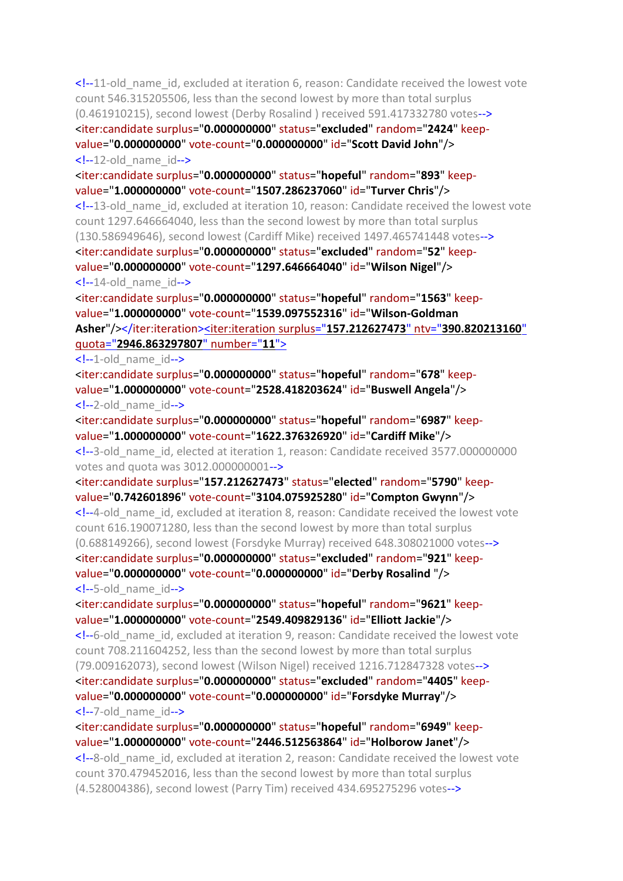```
<!--11-old_name_id, excluded at iteration 6, reason: Candidate received the lowest vote count 546.315205506, less than the second lowest by more than total surplus (0.461910215), second lowest (Derby Rosalind ) received 591.417332780 votes-->
<iter:candidate surplus="0.000000000" status="excluded" random="2424" keep-value="0.000000000" vote-count="0.000000000" id="Scott David John"/>
<!--12-old_name_id-->
<iter:candidate surplus="0.000000000" status="hopeful" random="893" keep-value="1.000000000" vote-count="1507.286237060" id="Turver Chris"/>
<!--13-old_name_id, excluded at iteration 10, reason: Candidate received the lowest vote count 1297.646664040, less than the second lowest by more than total surplus (130.586949646), second lowest (Cardiff Mike) received 1497.465741448 votes-->
<iter:candidate surplus="0.000000000" status="excluded" random="52" keep-value="0.000000000" vote-count="1297.646664040" id="Wilson Nigel"/>
<!--14-old_name_id-->
<iter:candidate surplus="0.000000000" status="hopeful" random="1563" keep-value="1.000000000" vote-count="1539.097552316" id="Wilson-Goldman Asher"/></iter:iteration><iter:iteration surplus="157.212627473" ntv="390.820213160" quota="2946.863297807" number="11">
<!--1-old_name_id-->
<iter:candidate surplus="0.000000000" status="hopeful" random="678" keep-value="1.000000000" vote-count="2528.418203624" id="Buswell Angela"/>
<!--2-old_name_id-->
<iter:candidate surplus="0.000000000" status="hopeful" random="6987" keep-value="1.000000000" vote-count="1622.376326920" id="Cardiff Mike"/>
<!--3-old_name_id, elected at iteration 1, reason: Candidate received 3577.000000000 votes and quota was 3012.000000001-->
<iter:candidate surplus="157.212627473" status="elected" random="5790" keep-value="0.742601896" vote-count="3104.075925280" id="Compton Gwynn"/>
<!--4-old_name_id, excluded at iteration 8, reason: Candidate received the lowest vote count 616.190071280, less than the second lowest by more than total surplus (0.688149266), second lowest (Forsdyke Murray) received 648.308021000 votes-->
<iter:candidate surplus="0.000000000" status="excluded" random="921" keep-value="0.000000000" vote-count="0.000000000" id="Derby Rosalind "/>
<!--5-old_name_id-->
<iter:candidate surplus="0.000000000" status="hopeful" random="9621" keep-value="1.000000000" vote-count="2549.409829136" id="Elliott Jackie"/>
<!--6-old_name_id, excluded at iteration 9, reason: Candidate received the lowest vote count 708.211604252, less than the second lowest by more than total surplus (79.009162073), second lowest (Wilson Nigel) received 1216.712847328 votes-->
<iter:candidate surplus="0.000000000" status="excluded" random="4405" keep-value="0.000000000" vote-count="0.000000000" id="Forsdyke Murray"/>
<!--7-old_name_id-->
<iter:candidate surplus="0.000000000" status="hopeful" random="6949" keep-value="1.000000000" vote-count="2446.512563864" id="Holborow Janet"/>
<!--8-old_name_id, excluded at iteration 2, reason: Candidate received the lowest vote count 370.479452016, less than the second lowest by more than total surplus (4.528004386), second lowest (Parry Tim) received 434.695275296 votes-->
```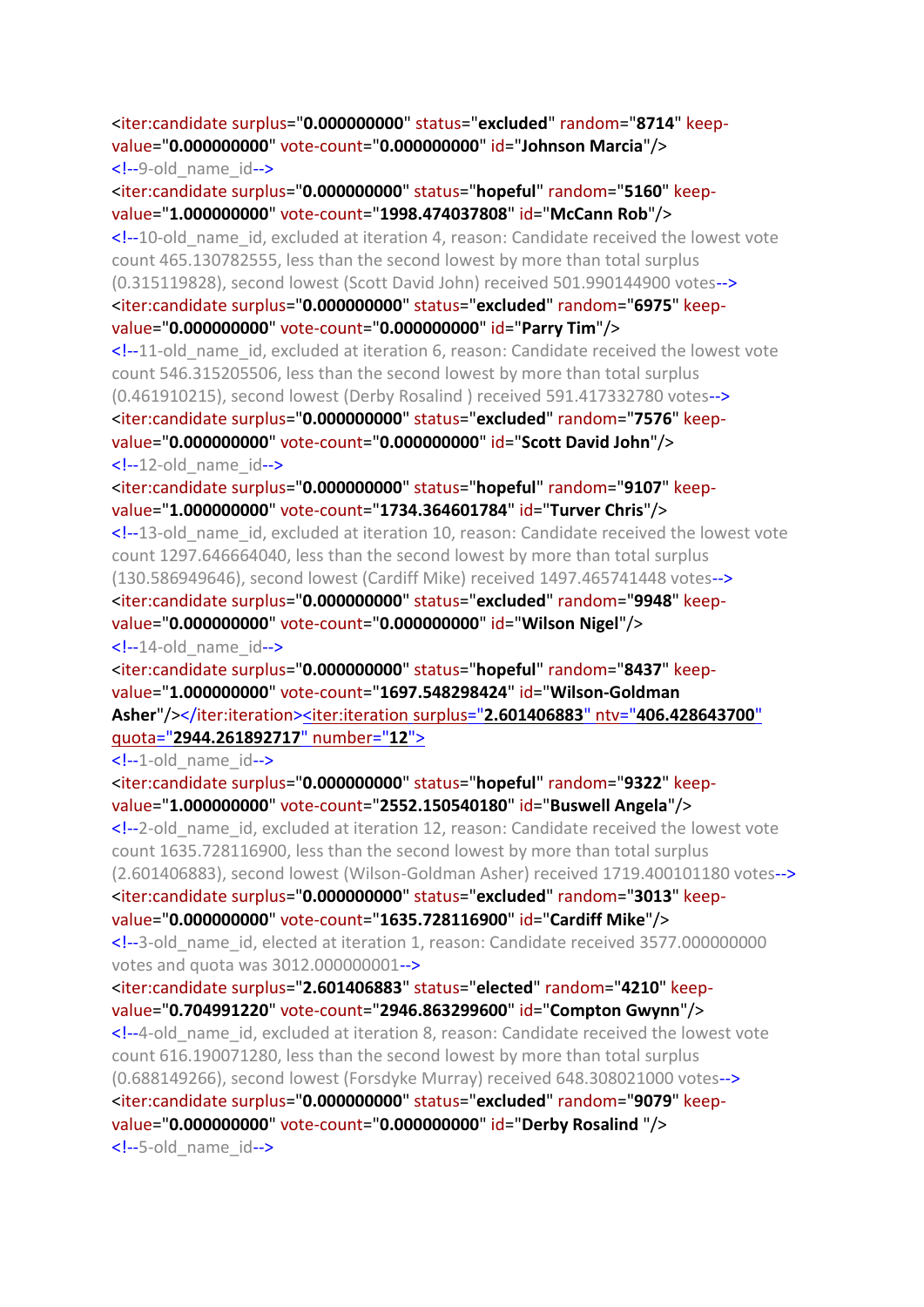```xml
<iter:candidate surplus="0.000000000" status="excluded" random="8714" keep-value="0.000000000" vote-count="0.000000000" id="Johnson Marcia"/>
<!--9-old_name_id-->
<iter:candidate surplus="0.000000000" status="hopeful" random="5160" keep-value="1.000000000" vote-count="1998.474037808" id="McCann Rob"/>
<!--10-old_name_id, excluded at iteration 4, reason: Candidate received the lowest vote count 465.130782555, less than the second lowest by more than total surplus (0.315119828), second lowest (Scott David John) received 501.990144900 votes-->
<iter:candidate surplus="0.000000000" status="excluded" random="6975" keep-value="0.000000000" vote-count="0.000000000" id="Parry Tim"/>
<!--11-old_name_id, excluded at iteration 6, reason: Candidate received the lowest vote count 546.315205506, less than the second lowest by more than total surplus (0.461910215), second lowest (Derby Rosalind ) received 591.417332780 votes-->
<iter:candidate surplus="0.000000000" status="excluded" random="7576" keep-value="0.000000000" vote-count="0.000000000" id="Scott David John"/>
<!--12-old_name_id-->
<iter:candidate surplus="0.000000000" status="hopeful" random="9107" keep-value="1.000000000" vote-count="1734.364601784" id="Turver Chris"/>
<!--13-old_name_id, excluded at iteration 10, reason: Candidate received the lowest vote count 1297.646664040, less than the second lowest by more than total surplus (130.586949646), second lowest (Cardiff Mike) received 1497.465741448 votes-->
<iter:candidate surplus="0.000000000" status="excluded" random="9948" keep-value="0.000000000" vote-count="0.000000000" id="Wilson Nigel"/>
<!--14-old_name_id-->
<iter:candidate surplus="0.000000000" status="hopeful" random="8437" keep-value="1.000000000" vote-count="1697.548298424" id="Wilson-Goldman Asher"/></iter:iteration><iter:iteration surplus="2.601406883" ntv="406.428643700" quota="2944.261892717" number="12">
<!--1-old_name_id-->
<iter:candidate surplus="0.000000000" status="hopeful" random="9322" keep-value="1.000000000" vote-count="2552.150540180" id="Buswell Angela"/>
<!--2-old_name_id, excluded at iteration 12, reason: Candidate received the lowest vote count 1635.728116900, less than the second lowest by more than total surplus (2.601406883), second lowest (Wilson-Goldman Asher) received 1719.400101180 votes-->
<iter:candidate surplus="0.000000000" status="excluded" random="3013" keep-value="0.000000000" vote-count="1635.728116900" id="Cardiff Mike"/>
<!--3-old_name_id, elected at iteration 1, reason: Candidate received 3577.000000000 votes and quota was 3012.000000001-->
<iter:candidate surplus="2.601406883" status="elected" random="4210" keep-value="0.704991220" vote-count="2946.863299600" id="Compton Gwynn"/>
<!--4-old_name_id, excluded at iteration 8, reason: Candidate received the lowest vote count 616.190071280, less than the second lowest by more than total surplus (0.688149266), second lowest (Forsdyke Murray) received 648.308021000 votes-->
<iter:candidate surplus="0.000000000" status="excluded" random="9079" keep-value="0.000000000" vote-count="0.000000000" id="Derby Rosalind "/>
<!--5-old_name_id-->
```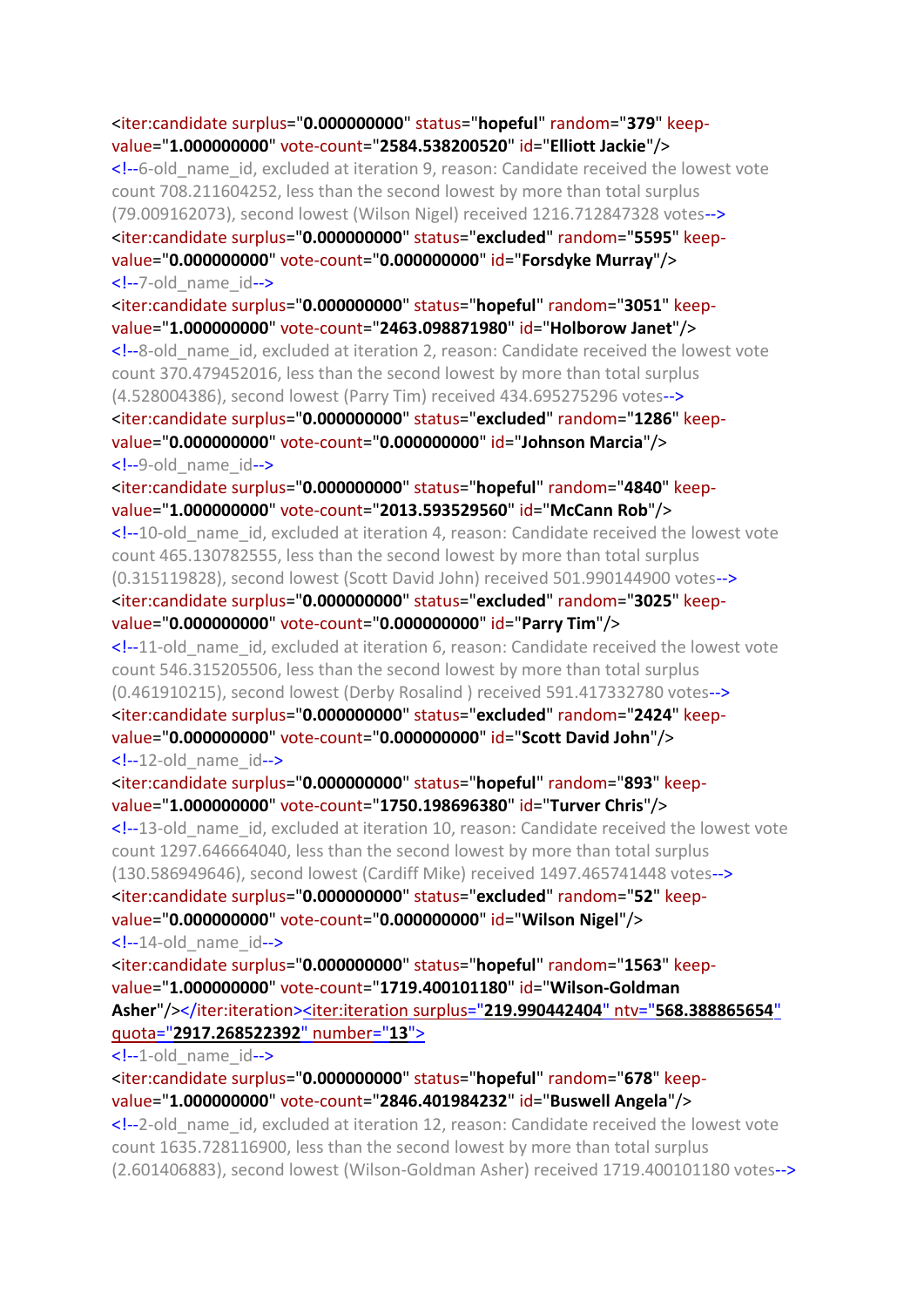```
<iter:candidate surplus="0.000000000" status="hopeful" random="379" keep-value="1.000000000" vote-count="2584.538200520" id="Elliott Jackie"/>
<!--6-old_name_id, excluded at iteration 9, reason: Candidate received the lowest vote count 708.211604252, less than the second lowest by more than total surplus (79.009162073), second lowest (Wilson Nigel) received 1216.712847328 votes-->
<iter:candidate surplus="0.000000000" status="excluded" random="5595" keep-value="0.000000000" vote-count="0.000000000" id="Forsdyke Murray"/>
<!--7-old_name_id-->
<iter:candidate surplus="0.000000000" status="hopeful" random="3051" keep-value="1.000000000" vote-count="2463.098871980" id="Holborow Janet"/>
<!--8-old_name_id, excluded at iteration 2, reason: Candidate received the lowest vote count 370.479452016, less than the second lowest by more than total surplus (4.528004386), second lowest (Parry Tim) received 434.695275296 votes-->
<iter:candidate surplus="0.000000000" status="excluded" random="1286" keep-value="0.000000000" vote-count="0.000000000" id="Johnson Marcia"/>
<!--9-old_name_id-->
<iter:candidate surplus="0.000000000" status="hopeful" random="4840" keep-value="1.000000000" vote-count="2013.593529560" id="McCann Rob"/>
<!--10-old_name_id, excluded at iteration 4, reason: Candidate received the lowest vote count 465.130782555, less than the second lowest by more than total surplus (0.315119828), second lowest (Scott David John) received 501.990144900 votes-->
<iter:candidate surplus="0.000000000" status="excluded" random="3025" keep-value="0.000000000" vote-count="0.000000000" id="Parry Tim"/>
<!--11-old_name_id, excluded at iteration 6, reason: Candidate received the lowest vote count 546.315205506, less than the second lowest by more than total surplus (0.461910215), second lowest (Derby Rosalind ) received 591.417332780 votes-->
<iter:candidate surplus="0.000000000" status="excluded" random="2424" keep-value="0.000000000" vote-count="0.000000000" id="Scott David John"/>
<!--12-old_name_id-->
<iter:candidate surplus="0.000000000" status="hopeful" random="893" keep-value="1.000000000" vote-count="1750.198696380" id="Turver Chris"/>
<!--13-old_name_id, excluded at iteration 10, reason: Candidate received the lowest vote count 1297.646664040, less than the second lowest by more than total surplus (130.586949646), second lowest (Cardiff Mike) received 1497.465741448 votes-->
<iter:candidate surplus="0.000000000" status="excluded" random="52" keep-value="0.000000000" vote-count="0.000000000" id="Wilson Nigel"/>
<!--14-old_name_id-->
<iter:candidate surplus="0.000000000" status="hopeful" random="1563" keep-value="1.000000000" vote-count="1719.400101180" id="Wilson-Goldman Asher"/></iter:iteration><iter:iteration surplus="219.990442404" ntv="568.388865654" quota="2917.268522392" number="13">
<!--1-old_name_id-->
<iter:candidate surplus="0.000000000" status="hopeful" random="678" keep-value="1.000000000" vote-count="2846.401984232" id="Buswell Angela"/>
<!--2-old_name_id, excluded at iteration 12, reason: Candidate received the lowest vote count 1635.728116900, less than the second lowest by more than total surplus (2.601406883), second lowest (Wilson-Goldman Asher) received 1719.400101180 votes-->
```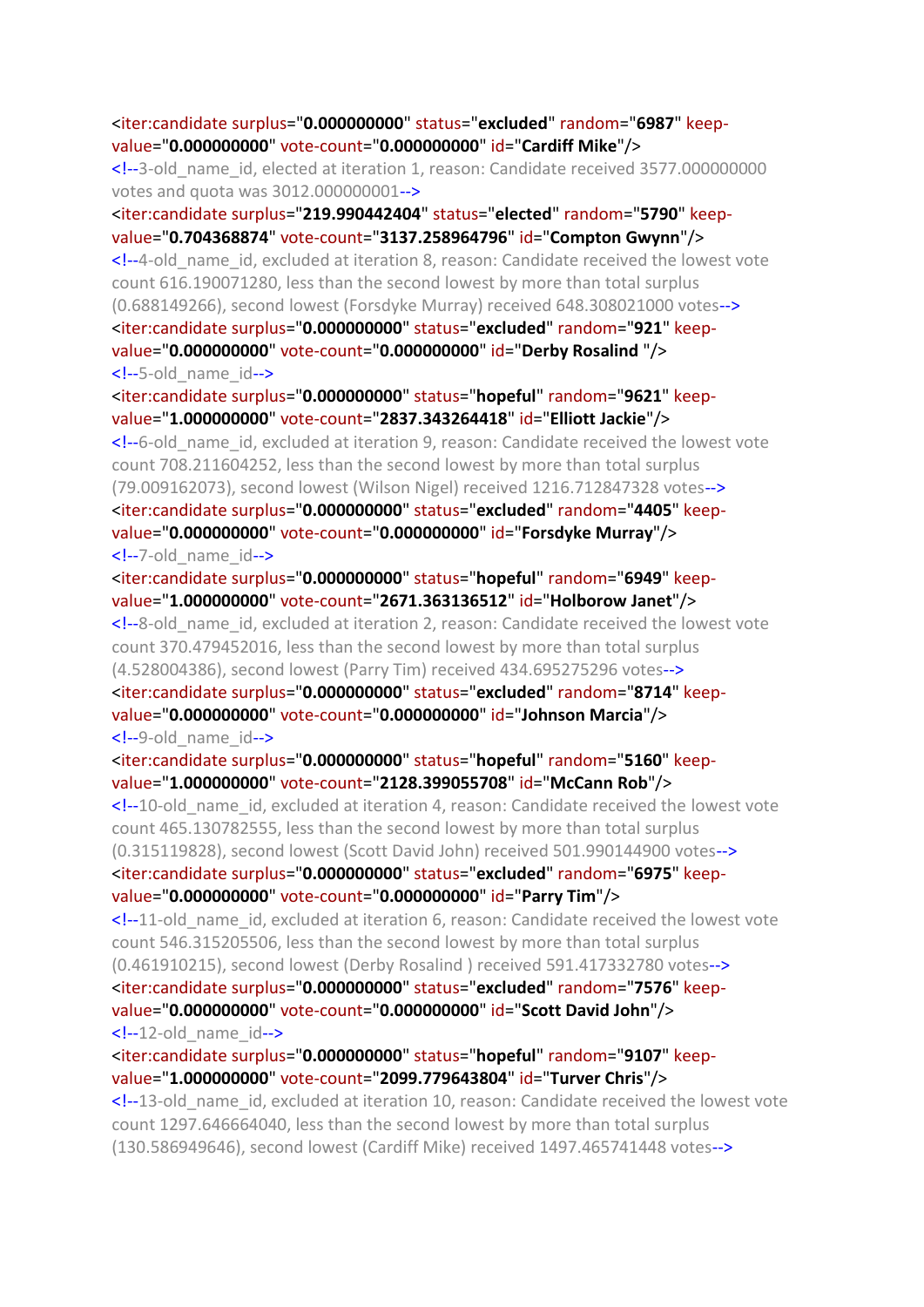```
<iter:candidate surplus="0.000000000" status="excluded" random="6987" keep-value="0.000000000" vote-count="0.000000000" id="Cardiff Mike"/>
<!--3-old_name_id, elected at iteration 1, reason: Candidate received 3577.000000000 votes and quota was 3012.000000001-->
<iter:candidate surplus="219.990442404" status="elected" random="5790" keep-value="0.704368874" vote-count="3137.258964796" id="Compton Gwynn"/>
<!--4-old_name_id, excluded at iteration 8, reason: Candidate received the lowest vote count 616.190071280, less than the second lowest by more than total surplus (0.688149266), second lowest (Forsdyke Murray) received 648.308021000 votes-->
<iter:candidate surplus="0.000000000" status="excluded" random="921" keep-value="0.000000000" vote-count="0.000000000" id="Derby Rosalind "/>
<!--5-old_name_id-->
<iter:candidate surplus="0.000000000" status="hopeful" random="9621" keep-value="1.000000000" vote-count="2837.343264418" id="Elliott Jackie"/>
<!--6-old_name_id, excluded at iteration 9, reason: Candidate received the lowest vote count 708.211604252, less than the second lowest by more than total surplus (79.009162073), second lowest (Wilson Nigel) received 1216.712847328 votes-->
<iter:candidate surplus="0.000000000" status="excluded" random="4405" keep-value="0.000000000" vote-count="0.000000000" id="Forsdyke Murray"/>
<!--7-old_name_id-->
<iter:candidate surplus="0.000000000" status="hopeful" random="6949" keep-value="1.000000000" vote-count="2671.363136512" id="Holborow Janet"/>
<!--8-old_name_id, excluded at iteration 2, reason: Candidate received the lowest vote count 370.479452016, less than the second lowest by more than total surplus (4.528004386), second lowest (Parry Tim) received 434.695275296 votes-->
<iter:candidate surplus="0.000000000" status="excluded" random="8714" keep-value="0.000000000" vote-count="0.000000000" id="Johnson Marcia"/>
<!--9-old_name_id-->
<iter:candidate surplus="0.000000000" status="hopeful" random="5160" keep-value="1.000000000" vote-count="2128.399055708" id="McCann Rob"/>
<!--10-old_name_id, excluded at iteration 4, reason: Candidate received the lowest vote count 465.130782555, less than the second lowest by more than total surplus (0.315119828), second lowest (Scott David John) received 501.990144900 votes-->
<iter:candidate surplus="0.000000000" status="excluded" random="6975" keep-value="0.000000000" vote-count="0.000000000" id="Parry Tim"/>
<!--11-old_name_id, excluded at iteration 6, reason: Candidate received the lowest vote count 546.315205506, less than the second lowest by more than total surplus (0.461910215), second lowest (Derby Rosalind ) received 591.417332780 votes-->
<iter:candidate surplus="0.000000000" status="excluded" random="7576" keep-value="0.000000000" vote-count="0.000000000" id="Scott David John"/>
<!--12-old_name_id-->
<iter:candidate surplus="0.000000000" status="hopeful" random="9107" keep-value="1.000000000" vote-count="2099.779643804" id="Turver Chris"/>
<!--13-old_name_id, excluded at iteration 10, reason: Candidate received the lowest vote count 1297.646664040, less than the second lowest by more than total surplus (130.586949646), second lowest (Cardiff Mike) received 1497.465741448 votes-->
```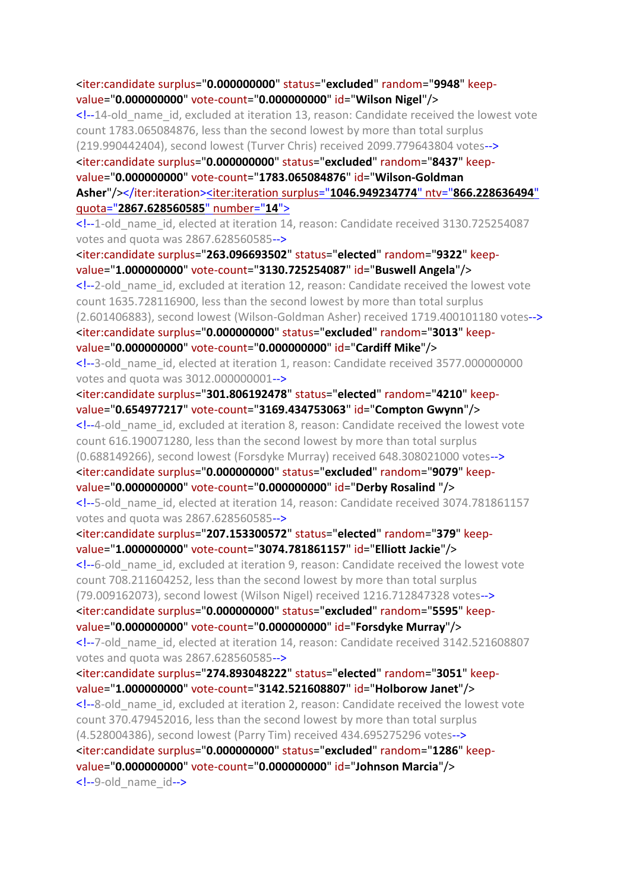```
<iter:candidate surplus="0.000000000" status="excluded" random="9948" keep-value="0.000000000" vote-count="0.000000000" id="Wilson Nigel"/>
<!--14-old_name_id, excluded at iteration 13, reason: Candidate received the lowest vote count 1783.065084876, less than the second lowest by more than total surplus (219.990442404), second lowest (Turver Chris) received 2099.779643804 votes-->
<iter:candidate surplus="0.000000000" status="excluded" random="8437" keep-value="0.000000000" vote-count="1783.065084876" id="Wilson-Goldman Asher"/></iter:iteration><iter:iteration surplus="1046.949234774" ntv="866.228636494" quota="2867.628560585" number="14">
<!--1-old_name_id, elected at iteration 14, reason: Candidate received 3130.725254087 votes and quota was 2867.628560585-->
<iter:candidate surplus="263.096693502" status="elected" random="9322" keep-value="1.000000000" vote-count="3130.725254087" id="Buswell Angela"/>
<!--2-old_name_id, excluded at iteration 12, reason: Candidate received the lowest vote count 1635.728116900, less than the second lowest by more than total surplus (2.601406883), second lowest (Wilson-Goldman Asher) received 1719.400101180 votes-->
<iter:candidate surplus="0.000000000" status="excluded" random="3013" keep-value="0.000000000" vote-count="0.000000000" id="Cardiff Mike"/>
<!--3-old_name_id, elected at iteration 1, reason: Candidate received 3577.000000000 votes and quota was 3012.000000001-->
<iter:candidate surplus="301.806192478" status="elected" random="4210" keep-value="0.654977217" vote-count="3169.434753063" id="Compton Gwynn"/>
<!--4-old_name_id, excluded at iteration 8, reason: Candidate received the lowest vote count 616.190071280, less than the second lowest by more than total surplus (0.688149266), second lowest (Forsdyke Murray) received 648.308021000 votes-->
<iter:candidate surplus="0.000000000" status="excluded" random="9079" keep-value="0.000000000" vote-count="0.000000000" id="Derby Rosalind "/>
<!--5-old_name_id, elected at iteration 14, reason: Candidate received 3074.781861157 votes and quota was 2867.628560585-->
<iter:candidate surplus="207.153300572" status="elected" random="379" keep-value="1.000000000" vote-count="3074.781861157" id="Elliott Jackie"/>
<!--6-old_name_id, excluded at iteration 9, reason: Candidate received the lowest vote count 708.211604252, less than the second lowest by more than total surplus (79.009162073), second lowest (Wilson Nigel) received 1216.712847328 votes-->
<iter:candidate surplus="0.000000000" status="excluded" random="5595" keep-value="0.000000000" vote-count="0.000000000" id="Forsdyke Murray"/>
<!--7-old_name_id, elected at iteration 14, reason: Candidate received 3142.521608807 votes and quota was 2867.628560585-->
<iter:candidate surplus="274.893048222" status="elected" random="3051" keep-value="1.000000000" vote-count="3142.521608807" id="Holborow Janet"/>
<!--8-old_name_id, excluded at iteration 2, reason: Candidate received the lowest vote count 370.479452016, less than the second lowest by more than total surplus (4.528004386), second lowest (Parry Tim) received 434.695275296 votes-->
<iter:candidate surplus="0.000000000" status="excluded" random="1286" keep-value="0.000000000" vote-count="0.000000000" id="Johnson Marcia"/>
<!--9-old_name_id-->
```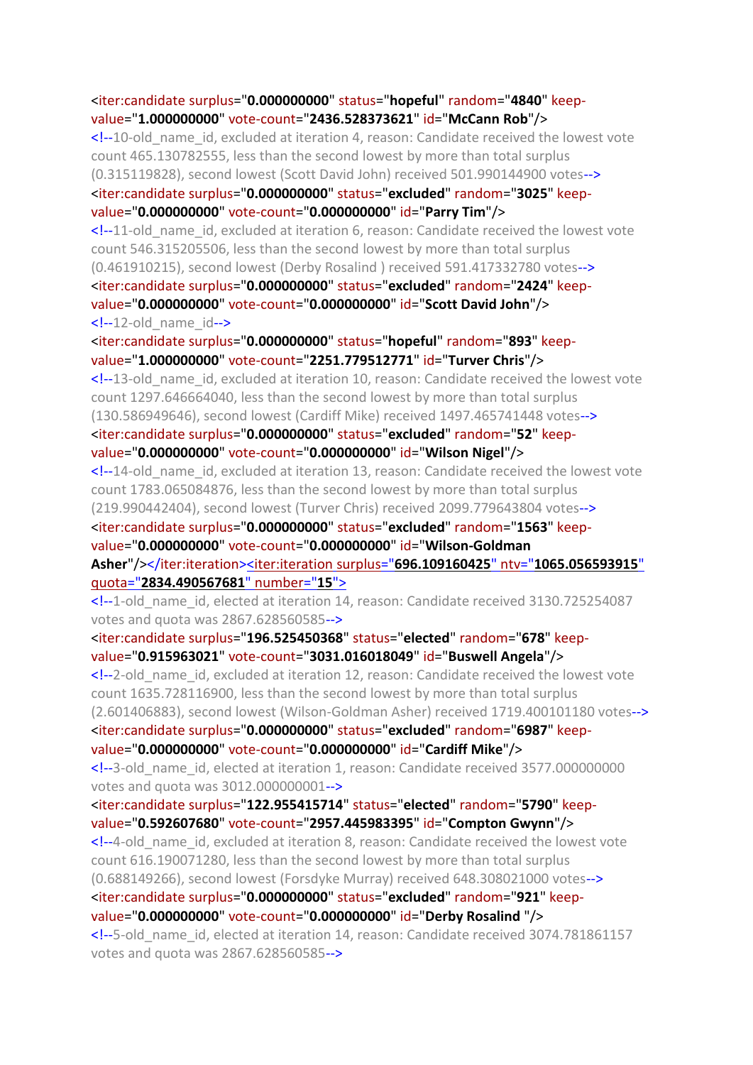```
<iter:candidate surplus="0.000000000" status="hopeful" random="4840" keep-value="1.000000000" vote-count="2436.528373621" id="McCann Rob"/>
<!--10-old_name_id, excluded at iteration 4, reason: Candidate received the lowest vote count 465.130782555, less than the second lowest by more than total surplus (0.315119828), second lowest (Scott David John) received 501.990144900 votes-->
<iter:candidate surplus="0.000000000" status="excluded" random="3025" keep-value="0.000000000" vote-count="0.000000000" id="Parry Tim"/>
<!--11-old_name_id, excluded at iteration 6, reason: Candidate received the lowest vote count 546.315205506, less than the second lowest by more than total surplus (0.461910215), second lowest (Derby Rosalind ) received 591.417332780 votes-->
<iter:candidate surplus="0.000000000" status="excluded" random="2424" keep-value="0.000000000" vote-count="0.000000000" id="Scott David John"/>
<!--12-old_name_id-->
<iter:candidate surplus="0.000000000" status="hopeful" random="893" keep-value="1.000000000" vote-count="2251.779512771" id="Turver Chris"/>
<!--13-old_name_id, excluded at iteration 10, reason: Candidate received the lowest vote count 1297.646664040, less than the second lowest by more than total surplus (130.586949646), second lowest (Cardiff Mike) received 1497.465741448 votes-->
<iter:candidate surplus="0.000000000" status="excluded" random="52" keep-value="0.000000000" vote-count="0.000000000" id="Wilson Nigel"/>
<!--14-old_name_id, excluded at iteration 13, reason: Candidate received the lowest vote count 1783.065084876, less than the second lowest by more than total surplus (219.990442404), second lowest (Turver Chris) received 2099.779643804 votes-->
<iter:candidate surplus="0.000000000" status="excluded" random="1563" keep-value="0.000000000" vote-count="0.000000000" id="Wilson-Goldman Asher"/></iter:iteration><iter:iteration surplus="696.109160425" ntv="1065.056593915" quota="2834.490567681" number="15">
<!--1-old_name_id, elected at iteration 14, reason: Candidate received 3130.725254087 votes and quota was 2867.628560585-->
<iter:candidate surplus="196.525450368" status="elected" random="678" keep-value="0.915963021" vote-count="3031.016018049" id="Buswell Angela"/>
<!--2-old_name_id, excluded at iteration 12, reason: Candidate received the lowest vote count 1635.728116900, less than the second lowest by more than total surplus (2.601406883), second lowest (Wilson-Goldman Asher) received 1719.400101180 votes-->
<iter:candidate surplus="0.000000000" status="excluded" random="6987" keep-value="0.000000000" vote-count="0.000000000" id="Cardiff Mike"/>
<!--3-old_name_id, elected at iteration 1, reason: Candidate received 3577.000000000 votes and quota was 3012.000000001-->
<iter:candidate surplus="122.955415714" status="elected" random="5790" keep-value="0.592607680" vote-count="2957.445983395" id="Compton Gwynn"/>
<!--4-old_name_id, excluded at iteration 8, reason: Candidate received the lowest vote count 616.190071280, less than the second lowest by more than total surplus (0.688149266), second lowest (Forsdyke Murray) received 648.308021000 votes-->
<iter:candidate surplus="0.000000000" status="excluded" random="921" keep-value="0.000000000" vote-count="0.000000000" id="Derby Rosalind "/>
<!--5-old_name_id, elected at iteration 14, reason: Candidate received 3074.781861157 votes and quota was 2867.628560585-->
```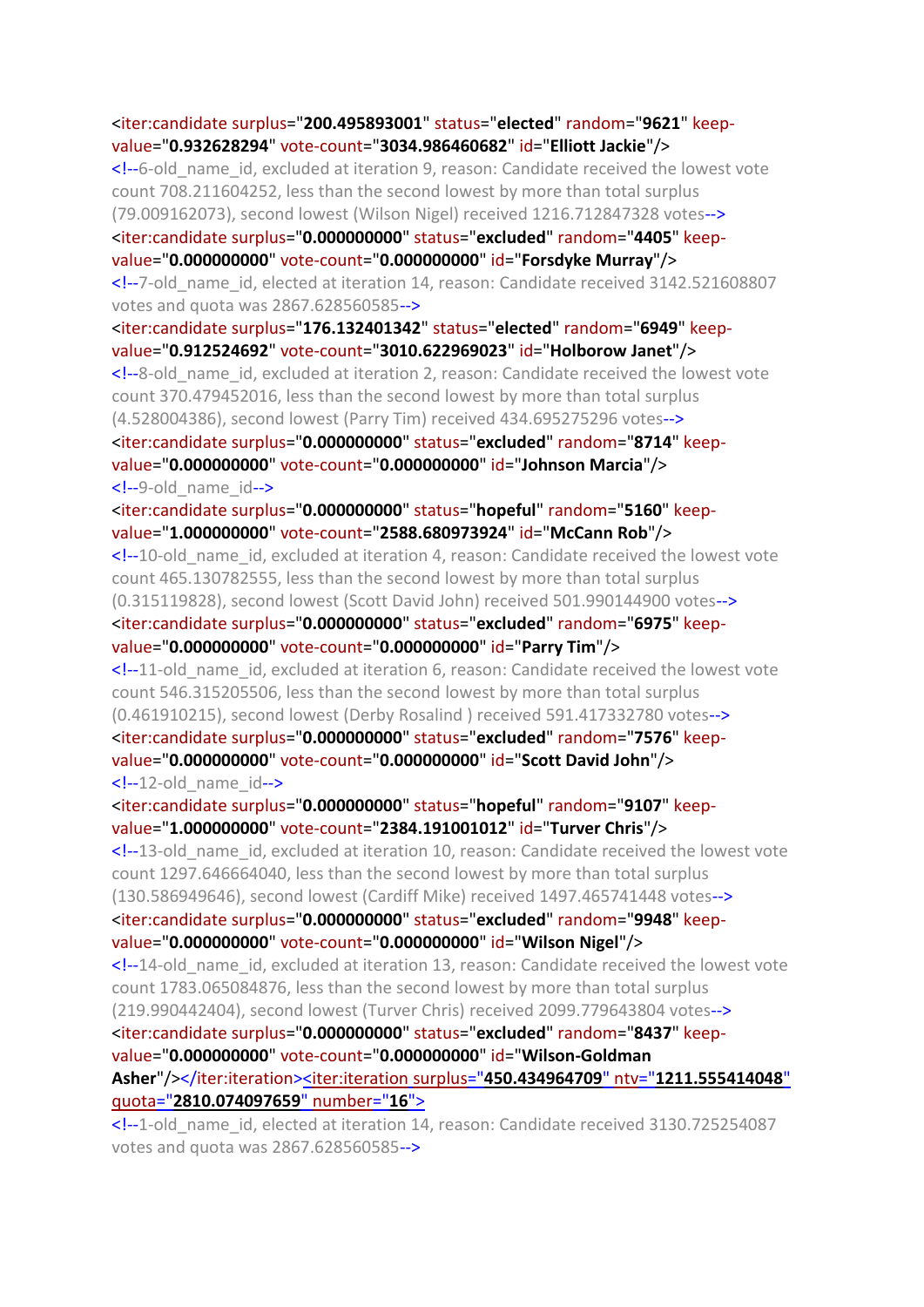```xml
<iter:candidate surplus="200.495893001" status="elected" random="9621" keep-value="0.932628294" vote-count="3034.986460682" id="Elliott Jackie"/>
<!--6-old_name_id, excluded at iteration 9, reason: Candidate received the lowest vote count 708.211604252, less than the second lowest by more than total surplus (79.009162073), second lowest (Wilson Nigel) received 1216.712847328 votes-->
<iter:candidate surplus="0.000000000" status="excluded" random="4405" keep-value="0.000000000" vote-count="0.000000000" id="Forsdyke Murray"/>
<!--7-old_name_id, elected at iteration 14, reason: Candidate received 3142.521608807 votes and quota was 2867.628560585-->
<iter:candidate surplus="176.132401342" status="elected" random="6949" keep-value="0.912524692" vote-count="3010.622969023" id="Holborow Janet"/>
<!--8-old_name_id, excluded at iteration 2, reason: Candidate received the lowest vote count 370.479452016, less than the second lowest by more than total surplus (4.528004386), second lowest (Parry Tim) received 434.695275296 votes-->
<iter:candidate surplus="0.000000000" status="excluded" random="8714" keep-value="0.000000000" vote-count="0.000000000" id="Johnson Marcia"/>
<!--9-old_name_id-->
<iter:candidate surplus="0.000000000" status="hopeful" random="5160" keep-value="1.000000000" vote-count="2588.680973924" id="McCann Rob"/>
<!--10-old_name_id, excluded at iteration 4, reason: Candidate received the lowest vote count 465.130782555, less than the second lowest by more than total surplus (0.315119828), second lowest (Scott David John) received 501.990144900 votes-->
<iter:candidate surplus="0.000000000" status="excluded" random="6975" keep-value="0.000000000" vote-count="0.000000000" id="Parry Tim"/>
<!--11-old_name_id, excluded at iteration 6, reason: Candidate received the lowest vote count 546.315205506, less than the second lowest by more than total surplus (0.461910215), second lowest (Derby Rosalind ) received 591.417332780 votes-->
<iter:candidate surplus="0.000000000" status="excluded" random="7576" keep-value="0.000000000" vote-count="0.000000000" id="Scott David John"/>
<!--12-old_name_id-->
<iter:candidate surplus="0.000000000" status="hopeful" random="9107" keep-value="1.000000000" vote-count="2384.191001012" id="Turver Chris"/>
<!--13-old_name_id, excluded at iteration 10, reason: Candidate received the lowest vote count 1297.646664040, less than the second lowest by more than total surplus (130.586949646), second lowest (Cardiff Mike) received 1497.465741448 votes-->
<iter:candidate surplus="0.000000000" status="excluded" random="9948" keep-value="0.000000000" vote-count="0.000000000" id="Wilson Nigel"/>
<!--14-old_name_id, excluded at iteration 13, reason: Candidate received the lowest vote count 1783.065084876, less than the second lowest by more than total surplus (219.990442404), second lowest (Turver Chris) received 2099.779643804 votes-->
<iter:candidate surplus="0.000000000" status="excluded" random="8437" keep-value="0.000000000" vote-count="0.000000000" id="Wilson-Goldman Asher"/></iter:iteration><iter:iteration surplus="450.434964709" ntv="1211.555414048" quota="2810.074097659" number="16">
<!--1-old_name_id, elected at iteration 14, reason: Candidate received 3130.725254087 votes and quota was 2867.628560585-->
```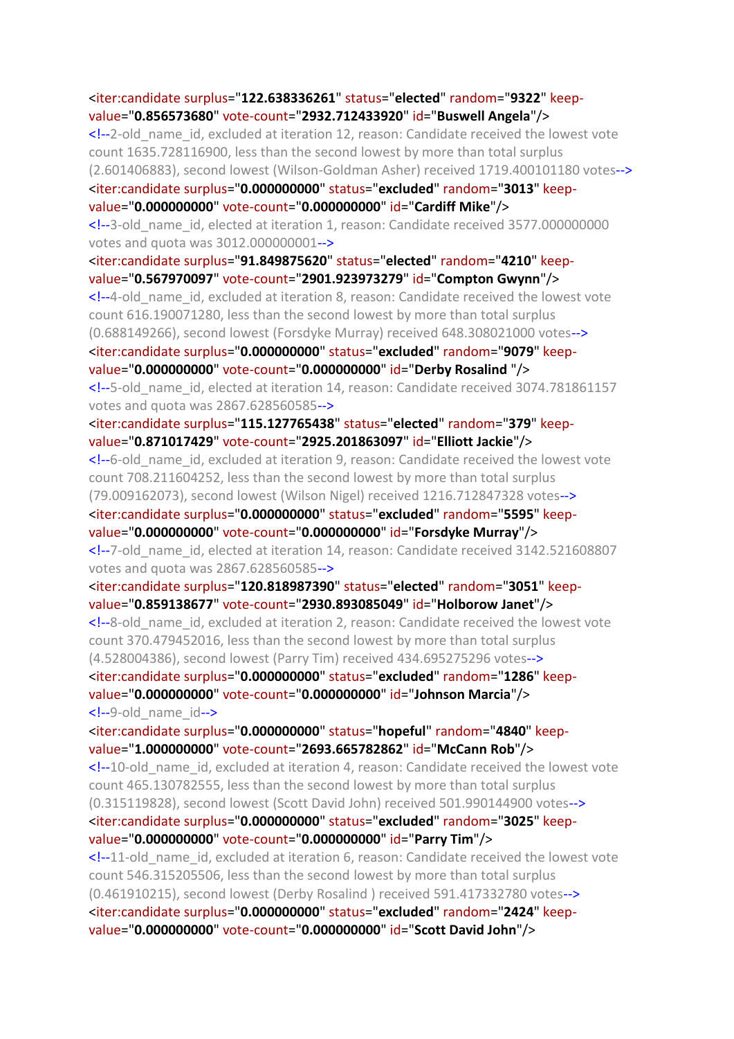```
<iter:candidate surplus="122.638336261" status="elected" random="9322" keep-value="0.856573680" vote-count="2932.712433920" id="Buswell Angela"/>
<!--2-old_name_id, excluded at iteration 12, reason: Candidate received the lowest vote count 1635.728116900, less than the second lowest by more than total surplus (2.601406883), second lowest (Wilson-Goldman Asher) received 1719.400101180 votes-->
<iter:candidate surplus="0.000000000" status="excluded" random="3013" keep-value="0.000000000" vote-count="0.000000000" id="Cardiff Mike"/>
<!--3-old_name_id, elected at iteration 1, reason: Candidate received 3577.000000000 votes and quota was 3012.000000001-->
<iter:candidate surplus="91.849875620" status="elected" random="4210" keep-value="0.567970097" vote-count="2901.923973279" id="Compton Gwynn"/>
<!--4-old_name_id, excluded at iteration 8, reason: Candidate received the lowest vote count 616.190071280, less than the second lowest by more than total surplus (0.688149266), second lowest (Forsdyke Murray) received 648.308021000 votes-->
<iter:candidate surplus="0.000000000" status="excluded" random="9079" keep-value="0.000000000" vote-count="0.000000000" id="Derby Rosalind "/>
<!--5-old_name_id, elected at iteration 14, reason: Candidate received 3074.781861157 votes and quota was 2867.628560585-->
<iter:candidate surplus="115.127765438" status="elected" random="379" keep-value="0.871017429" vote-count="2925.201863097" id="Elliott Jackie"/>
<!--6-old_name_id, excluded at iteration 9, reason: Candidate received the lowest vote count 708.211604252, less than the second lowest by more than total surplus (79.009162073), second lowest (Wilson Nigel) received 1216.712847328 votes-->
<iter:candidate surplus="0.000000000" status="excluded" random="5595" keep-value="0.000000000" vote-count="0.000000000" id="Forsdyke Murray"/>
<!--7-old_name_id, elected at iteration 14, reason: Candidate received 3142.521608807 votes and quota was 2867.628560585-->
<iter:candidate surplus="120.818987390" status="elected" random="3051" keep-value="0.859138677" vote-count="2930.893085049" id="Holborow Janet"/>
<!--8-old_name_id, excluded at iteration 2, reason: Candidate received the lowest vote count 370.479452016, less than the second lowest by more than total surplus (4.528004386), second lowest (Parry Tim) received 434.695275296 votes-->
<iter:candidate surplus="0.000000000" status="excluded" random="1286" keep-value="0.000000000" vote-count="0.000000000" id="Johnson Marcia"/>
<!--9-old_name_id-->
<iter:candidate surplus="0.000000000" status="hopeful" random="4840" keep-value="1.000000000" vote-count="2693.665782862" id="McCann Rob"/>
<!--10-old_name_id, excluded at iteration 4, reason: Candidate received the lowest vote count 465.130782555, less than the second lowest by more than total surplus (0.315119828), second lowest (Scott David John) received 501.990144900 votes-->
<iter:candidate surplus="0.000000000" status="excluded" random="3025" keep-value="0.000000000" vote-count="0.000000000" id="Parry Tim"/>
<!--11-old_name_id, excluded at iteration 6, reason: Candidate received the lowest vote count 546.315205506, less than the second lowest by more than total surplus (0.461910215), second lowest (Derby Rosalind ) received 591.417332780 votes-->
<iter:candidate surplus="0.000000000" status="excluded" random="2424" keep-value="0.000000000" vote-count="0.000000000" id="Scott David John"/>
```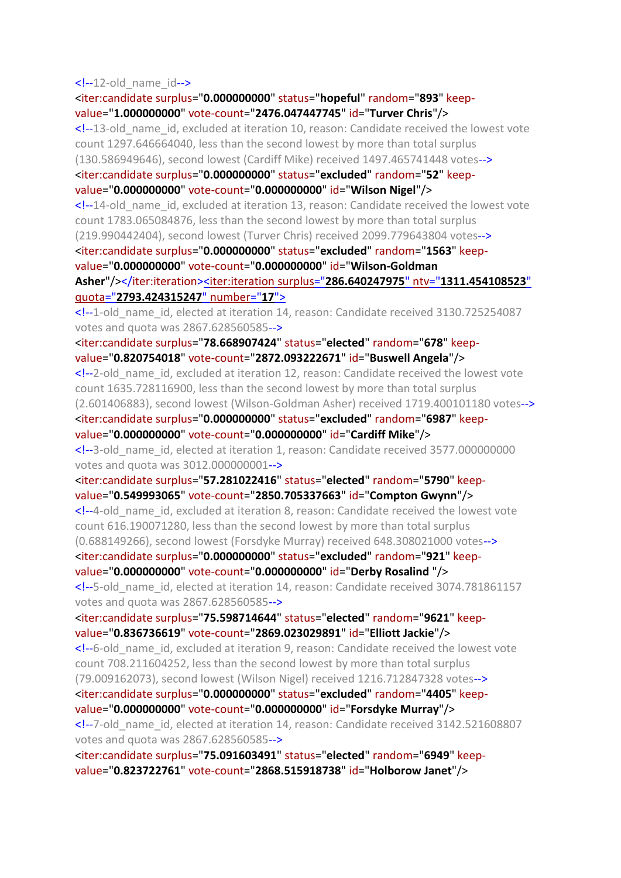```
<!--12-old_name_id-->
<iter:candidate surplus="0.000000000" status="hopeful" random="893" keep-value="1.000000000" vote-count="2476.047447745" id="Turver Chris"/>
<!--13-old_name_id, excluded at iteration 10, reason: Candidate received the lowest vote count 1297.646664040, less than the second lowest by more than total surplus (130.586949646), second lowest (Cardiff Mike) received 1497.465741448 votes-->
<iter:candidate surplus="0.000000000" status="excluded" random="52" keep-value="0.000000000" vote-count="0.000000000" id="Wilson Nigel"/>
<!--14-old_name_id, excluded at iteration 13, reason: Candidate received the lowest vote count 1783.065084876, less than the second lowest by more than total surplus (219.990442404), second lowest (Turver Chris) received 2099.779643804 votes-->
<iter:candidate surplus="0.000000000" status="excluded" random="1563" keep-value="0.000000000" vote-count="0.000000000" id="Wilson-Goldman Asher"/></iter:iteration><iter:iteration surplus="286.640247975" ntv="1311.454108523" quota="2793.424315247" number="17">
<!--1-old_name_id, elected at iteration 14, reason: Candidate received 3130.725254087 votes and quota was 2867.628560585-->
<iter:candidate surplus="78.668907424" status="elected" random="678" keep-value="0.820754018" vote-count="2872.093222671" id="Buswell Angela"/>
<!--2-old_name_id, excluded at iteration 12, reason: Candidate received the lowest vote count 1635.728116900, less than the second lowest by more than total surplus (2.601406883), second lowest (Wilson-Goldman Asher) received 1719.400101180 votes-->
<iter:candidate surplus="0.000000000" status="excluded" random="6987" keep-value="0.000000000" vote-count="0.000000000" id="Cardiff Mike"/>
<!--3-old_name_id, elected at iteration 1, reason: Candidate received 3577.000000000 votes and quota was 3012.000000001-->
<iter:candidate surplus="57.281022416" status="elected" random="5790" keep-value="0.549993065" vote-count="2850.705337663" id="Compton Gwynn"/>
<!--4-old_name_id, excluded at iteration 8, reason: Candidate received the lowest vote count 616.190071280, less than the second lowest by more than total surplus (0.688149266), second lowest (Forsdyke Murray) received 648.308021000 votes-->
<iter:candidate surplus="0.000000000" status="excluded" random="921" keep-value="0.000000000" vote-count="0.000000000" id="Derby Rosalind "/>
<!--5-old_name_id, elected at iteration 14, reason: Candidate received 3074.781861157 votes and quota was 2867.628560585-->
<iter:candidate surplus="75.598714644" status="elected" random="9621" keep-value="0.836736619" vote-count="2869.023029891" id="Elliott Jackie"/>
<!--6-old_name_id, excluded at iteration 9, reason: Candidate received the lowest vote count 708.211604252, less than the second lowest by more than total surplus (79.009162073), second lowest (Wilson Nigel) received 1216.712847328 votes-->
<iter:candidate surplus="0.000000000" status="excluded" random="4405" keep-value="0.000000000" vote-count="0.000000000" id="Forsdyke Murray"/>
<!--7-old_name_id, elected at iteration 14, reason: Candidate received 3142.521608807 votes and quota was 2867.628560585-->
<iter:candidate surplus="75.091603491" status="elected" random="6949" keep-value="0.823722761" vote-count="2868.515918738" id="Holborow Janet"/>
```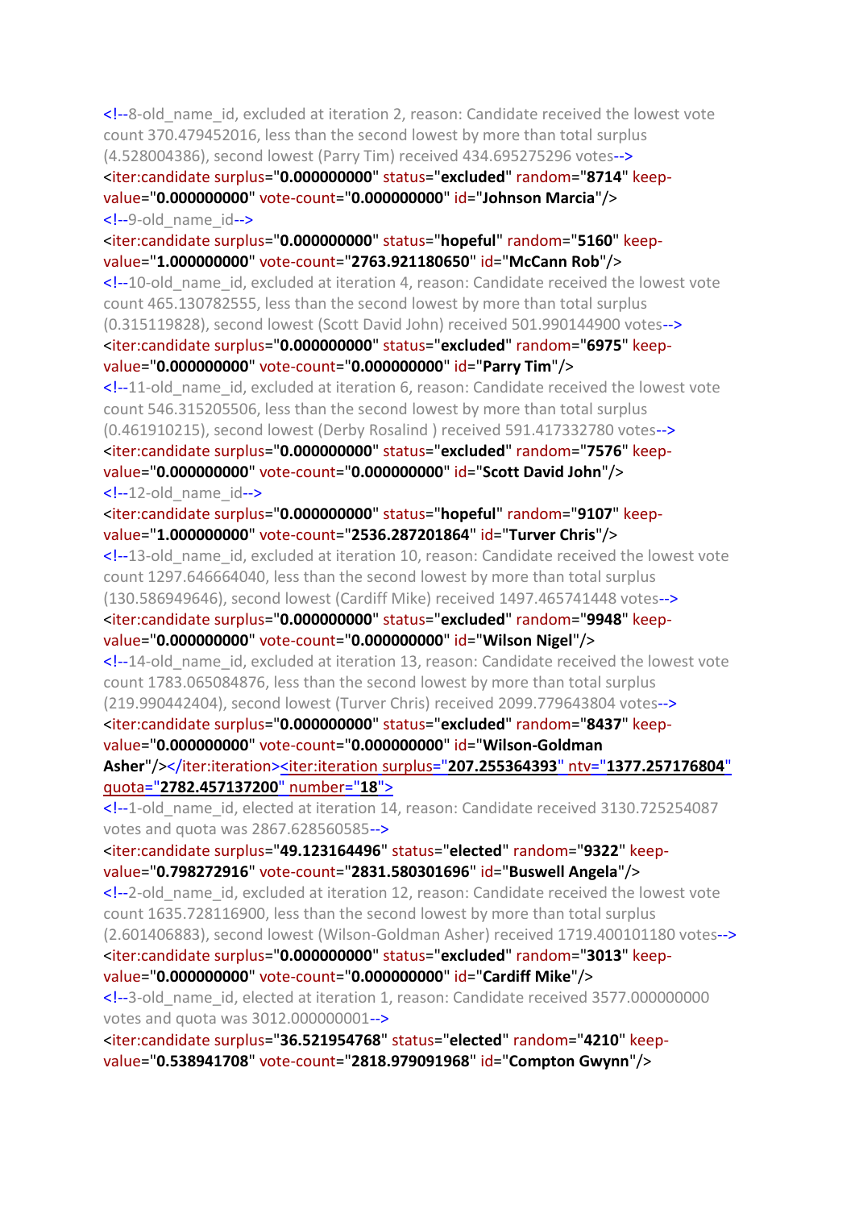```
<!--8-old_name_id, excluded at iteration 2, reason: Candidate received the lowest vote count 370.479452016, less than the second lowest by more than total surplus (4.528004386), second lowest (Parry Tim) received 434.695275296 votes-->
<iter:candidate surplus="0.000000000" status="excluded" random="8714" keep-value="0.000000000" vote-count="0.000000000" id="Johnson Marcia"/>
<!--9-old_name_id-->
<iter:candidate surplus="0.000000000" status="hopeful" random="5160" keep-value="1.000000000" vote-count="2763.921180650" id="McCann Rob"/>
<!--10-old_name_id, excluded at iteration 4, reason: Candidate received the lowest vote count 465.130782555, less than the second lowest by more than total surplus (0.315119828), second lowest (Scott David John) received 501.990144900 votes-->
<iter:candidate surplus="0.000000000" status="excluded" random="6975" keep-value="0.000000000" vote-count="0.000000000" id="Parry Tim"/>
<!--11-old_name_id, excluded at iteration 6, reason: Candidate received the lowest vote count 546.315205506, less than the second lowest by more than total surplus (0.461910215), second lowest (Derby Rosalind ) received 591.417332780 votes-->
<iter:candidate surplus="0.000000000" status="excluded" random="7576" keep-value="0.000000000" vote-count="0.000000000" id="Scott David John"/>
<!--12-old_name_id-->
<iter:candidate surplus="0.000000000" status="hopeful" random="9107" keep-value="1.000000000" vote-count="2536.287201864" id="Turver Chris"/>
<!--13-old_name_id, excluded at iteration 10, reason: Candidate received the lowest vote count 1297.646664040, less than the second lowest by more than total surplus (130.586949646), second lowest (Cardiff Mike) received 1497.465741448 votes-->
<iter:candidate surplus="0.000000000" status="excluded" random="9948" keep-value="0.000000000" vote-count="0.000000000" id="Wilson Nigel"/>
<!--14-old_name_id, excluded at iteration 13, reason: Candidate received the lowest vote count 1783.065084876, less than the second lowest by more than total surplus (219.990442404), second lowest (Turver Chris) received 2099.779643804 votes-->
<iter:candidate surplus="0.000000000" status="excluded" random="8437" keep-value="0.000000000" vote-count="0.000000000" id="Wilson-Goldman Asher"/></iter:iteration><iter:iteration surplus="207.255364393" ntv="1377.257176804" quota="2782.457137200" number="18">
<!--1-old_name_id, elected at iteration 14, reason: Candidate received 3130.725254087 votes and quota was 2867.628560585-->
<iter:candidate surplus="49.123164496" status="elected" random="9322" keep-value="0.798272916" vote-count="2831.580301696" id="Buswell Angela"/>
<!--2-old_name_id, excluded at iteration 12, reason: Candidate received the lowest vote count 1635.728116900, less than the second lowest by more than total surplus (2.601406883), second lowest (Wilson-Goldman Asher) received 1719.400101180 votes-->
<iter:candidate surplus="0.000000000" status="excluded" random="3013" keep-value="0.000000000" vote-count="0.000000000" id="Cardiff Mike"/>
<!--3-old_name_id, elected at iteration 1, reason: Candidate received 3577.000000000 votes and quota was 3012.000000001-->
<iter:candidate surplus="36.521954768" status="elected" random="4210" keep-value="0.538941708" vote-count="2818.979091968" id="Compton Gwynn"/>
```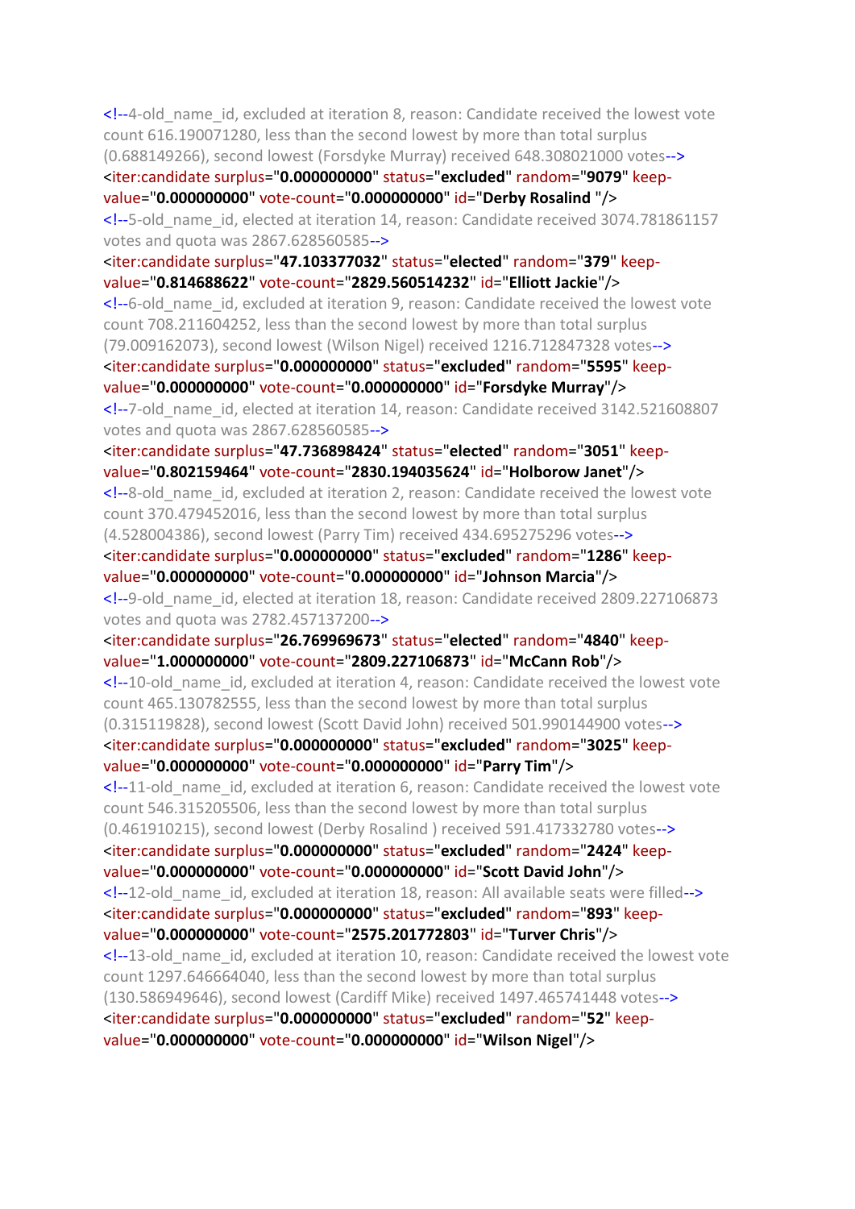```
<!--4-old_name_id, excluded at iteration 8, reason: Candidate received the lowest vote count 616.190071280, less than the second lowest by more than total surplus (0.688149266), second lowest (Forsdyke Murray) received 648.308021000 votes-->
<iter:candidate surplus="0.000000000" status="excluded" random="9079" keep-value="0.000000000" vote-count="0.000000000" id="Derby Rosalind "/>
<!--5-old_name_id, elected at iteration 14, reason: Candidate received 3074.781861157 votes and quota was 2867.628560585-->
<iter:candidate surplus="47.103377032" status="elected" random="379" keep-value="0.814688622" vote-count="2829.560514232" id="Elliott Jackie"/>
<!--6-old_name_id, excluded at iteration 9, reason: Candidate received the lowest vote count 708.211604252, less than the second lowest by more than total surplus (79.009162073), second lowest (Wilson Nigel) received 1216.712847328 votes-->
<iter:candidate surplus="0.000000000" status="excluded" random="5595" keep-value="0.000000000" vote-count="0.000000000" id="Forsdyke Murray"/>
<!--7-old_name_id, elected at iteration 14, reason: Candidate received 3142.521608807 votes and quota was 2867.628560585-->
<iter:candidate surplus="47.736898424" status="elected" random="3051" keep-value="0.802159464" vote-count="2830.194035624" id="Holborow Janet"/>
<!--8-old_name_id, excluded at iteration 2, reason: Candidate received the lowest vote count 370.479452016, less than the second lowest by more than total surplus (4.528004386), second lowest (Parry Tim) received 434.695275296 votes-->
<iter:candidate surplus="0.000000000" status="excluded" random="1286" keep-value="0.000000000" vote-count="0.000000000" id="Johnson Marcia"/>
<!--9-old_name_id, elected at iteration 18, reason: Candidate received 2809.227106873 votes and quota was 2782.457137200-->
<iter:candidate surplus="26.769969673" status="elected" random="4840" keep-value="1.000000000" vote-count="2809.227106873" id="McCann Rob"/>
<!--10-old_name_id, excluded at iteration 4, reason: Candidate received the lowest vote count 465.130782555, less than the second lowest by more than total surplus (0.315119828), second lowest (Scott David John) received 501.990144900 votes-->
<iter:candidate surplus="0.000000000" status="excluded" random="3025" keep-value="0.000000000" vote-count="0.000000000" id="Parry Tim"/>
<!--11-old_name_id, excluded at iteration 6, reason: Candidate received the lowest vote count 546.315205506, less than the second lowest by more than total surplus (0.461910215), second lowest (Derby Rosalind ) received 591.417332780 votes-->
<iter:candidate surplus="0.000000000" status="excluded" random="2424" keep-value="0.000000000" vote-count="0.000000000" id="Scott David John"/>
<!--12-old_name_id, excluded at iteration 18, reason: All available seats were filled-->
<iter:candidate surplus="0.000000000" status="excluded" random="893" keep-value="0.000000000" vote-count="2575.201772803" id="Turver Chris"/>
<!--13-old_name_id, excluded at iteration 10, reason: Candidate received the lowest vote count 1297.646664040, less than the second lowest by more than total surplus (130.586949646), second lowest (Cardiff Mike) received 1497.465741448 votes-->
<iter:candidate surplus="0.000000000" status="excluded" random="52" keep-value="0.000000000" vote-count="0.000000000" id="Wilson Nigel"/>
```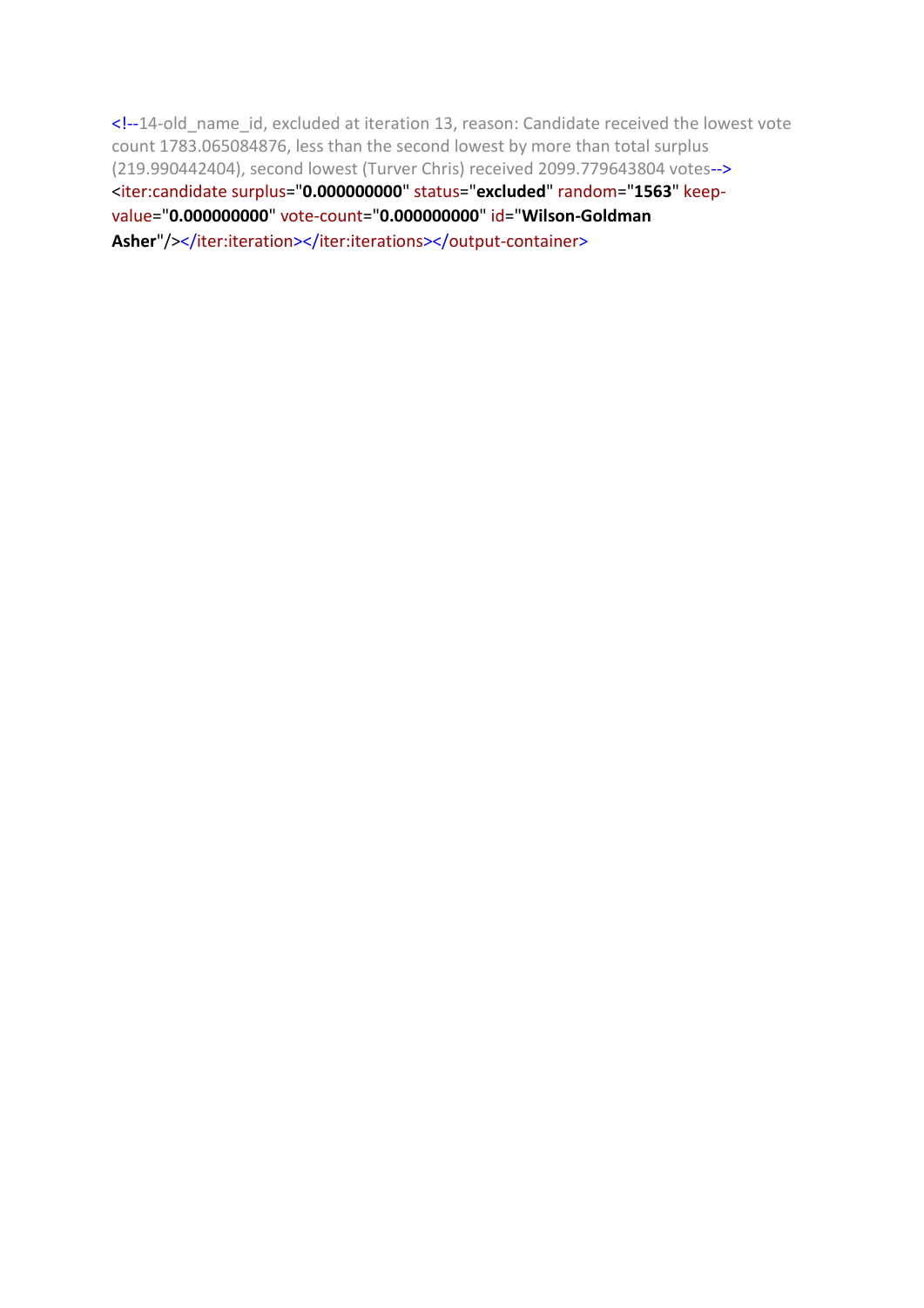```
<!--14-old_name_id, excluded at iteration 13, reason: Candidate received the lowest vote count 1783.065084876, less than the second lowest by more than total surplus (219.990442404), second lowest (Turver Chris) received 2099.779643804 votes-->
<iter:candidate surplus="0.000000000" status="excluded" random="1563" keep-value="0.000000000" vote-count="0.000000000" id="Wilson-Goldman Asher"/></iter:iteration></iter:iterations></output-container>
```